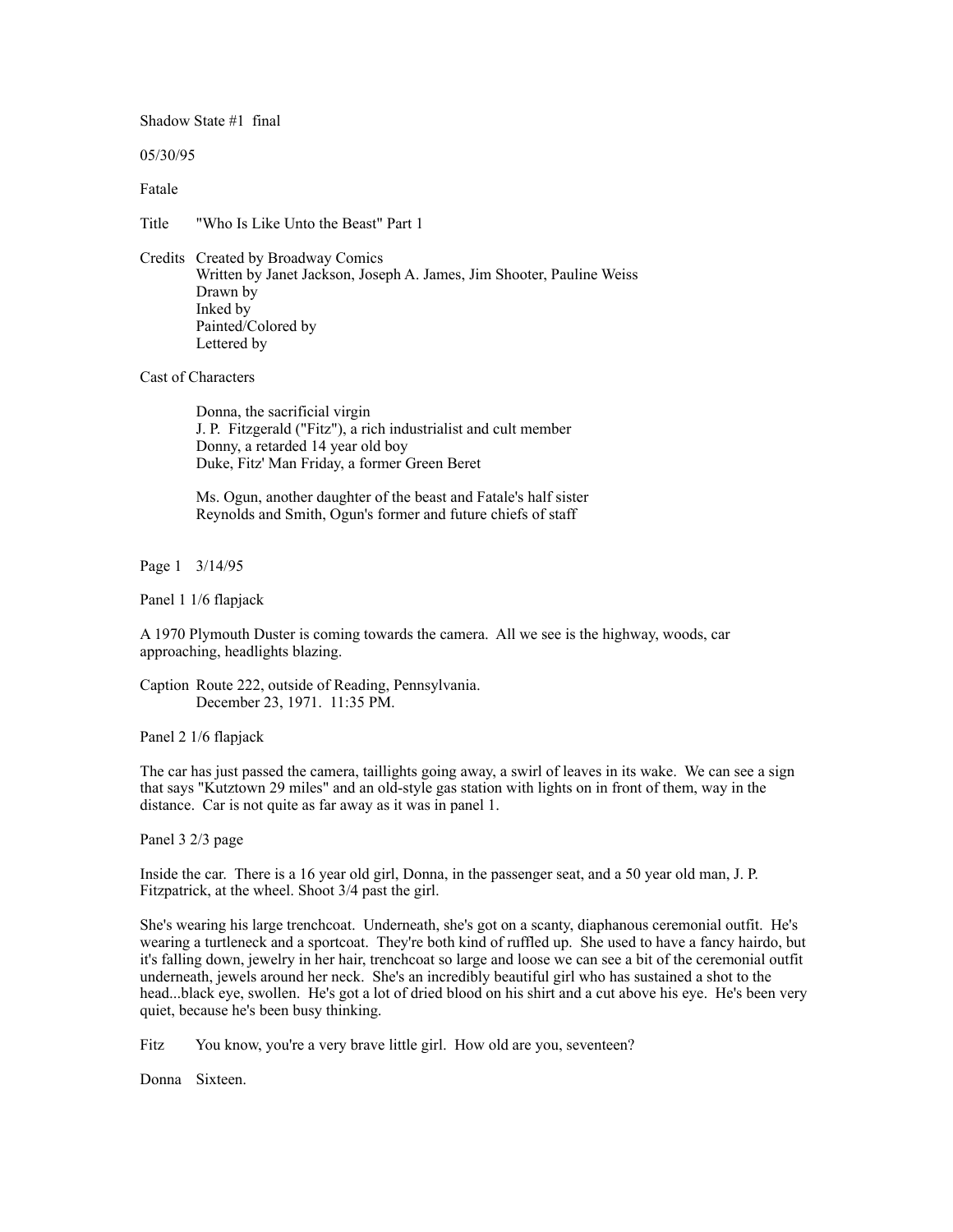Shadow State #1 final

05/30/95

Fatale

Title "Who Is Like Unto the Beast" Part 1

Credits Created by Broadway Comics
Written by Janet Jackson, Joseph A. James, Jim Shooter, Pauline Weiss
Drawn by
Inked by
Painted/Colored by
Lettered by

Cast of Characters

Donna, the sacrificial virgin
J. P. Fitzgerald ("Fitz"), a rich industrialist and cult member
Donny, a retarded 14 year old boy
Duke, Fitz' Man Friday, a former Green Beret

Ms. Ogun, another daughter of the beast and Fatale's half sister
Reynolds and Smith, Ogun's former and future chiefs of staff

Page 1 3/14/95

Panel 1 1/6 flapjack

A 1970 Plymouth Duster is coming towards the camera. All we see is the highway, woods, car approaching, headlights blazing.

Caption Route 222, outside of Reading, Pennsylvania.
December 23, 1971. 11:35 PM.

Panel 2 1/6 flapjack

The car has just passed the camera, taillights going away, a swirl of leaves in its wake. We can see a sign that says "Kutztown 29 miles" and an old-style gas station with lights on in front of them, way in the distance. Car is not quite as far away as it was in panel 1.

Panel 3 2/3 page

Inside the car. There is a 16 year old girl, Donna, in the passenger seat, and a 50 year old man, J. P. Fitzpatrick, at the wheel. Shoot 3/4 past the girl.

She's wearing his large trenchcoat. Underneath, she's got on a scanty, diaphanous ceremonial outfit. He's wearing a turtleneck and a sportcoat. They're both kind of ruffled up. She used to have a fancy hairdo, but it's falling down, jewelry in her hair, trenchcoat so large and loose we can see a bit of the ceremonial outfit underneath, jewels around her neck. She's an incredibly beautiful girl who has sustained a shot to the head...black eye, swollen. He's got a lot of dried blood on his shirt and a cut above his eye. He's been very quiet, because he's been busy thinking.

Fitz You know, you're a very brave little girl. How old are you, seventeen?

Donna Sixteen.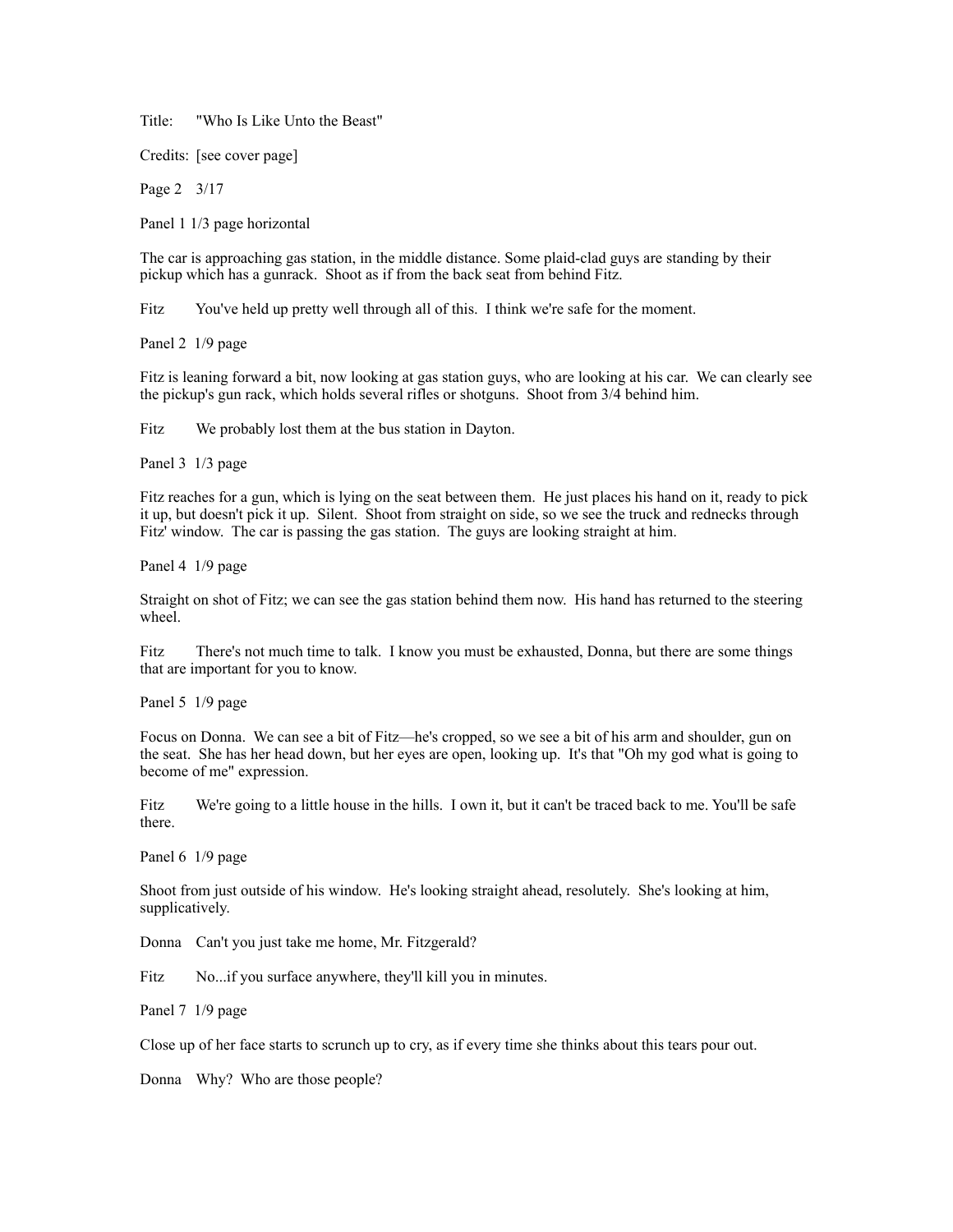Title: "Who Is Like Unto the Beast"

Credits: [see cover page]

Page 2 3/17

Panel 1 1/3 page horizontal

The car is approaching gas station, in the middle distance. Some plaid-clad guys are standing by their pickup which has a gunrack. Shoot as if from the back seat from behind Fitz.

Fitz You've held up pretty well through all of this. I think we're safe for the moment.

Panel 2 1/9 page

Fitz is leaning forward a bit, now looking at gas station guys, who are looking at his car. We can clearly see the pickup's gun rack, which holds several rifles or shotguns. Shoot from 3/4 behind him.

Fitz We probably lost them at the bus station in Dayton.

Panel 3 1/3 page

Fitz reaches for a gun, which is lying on the seat between them. He just places his hand on it, ready to pick it up, but doesn't pick it up. Silent. Shoot from straight on side, so we see the truck and rednecks through Fitz' window. The car is passing the gas station. The guys are looking straight at him.

Panel 4 1/9 page

Straight on shot of Fitz; we can see the gas station behind them now. His hand has returned to the steering wheel.

Fitz There's not much time to talk. I know you must be exhausted, Donna, but there are some things that are important for you to know.

Panel 5 1/9 page

Focus on Donna. We can see a bit of Fitz—he's cropped, so we see a bit of his arm and shoulder, gun on the seat. She has her head down, but her eyes are open, looking up. It's that "Oh my god what is going to become of me" expression.

Fitz We're going to a little house in the hills. I own it, but it can't be traced back to me. You'll be safe there.

Panel 6 1/9 page

Shoot from just outside of his window. He's looking straight ahead, resolutely. She's looking at him, supplicatively.

Donna Can't you just take me home, Mr. Fitzgerald?

Fitz No...if you surface anywhere, they'll kill you in minutes.

Panel 7 1/9 page

Close up of her face starts to scrunch up to cry, as if every time she thinks about this tears pour out.

Donna Why? Who are those people?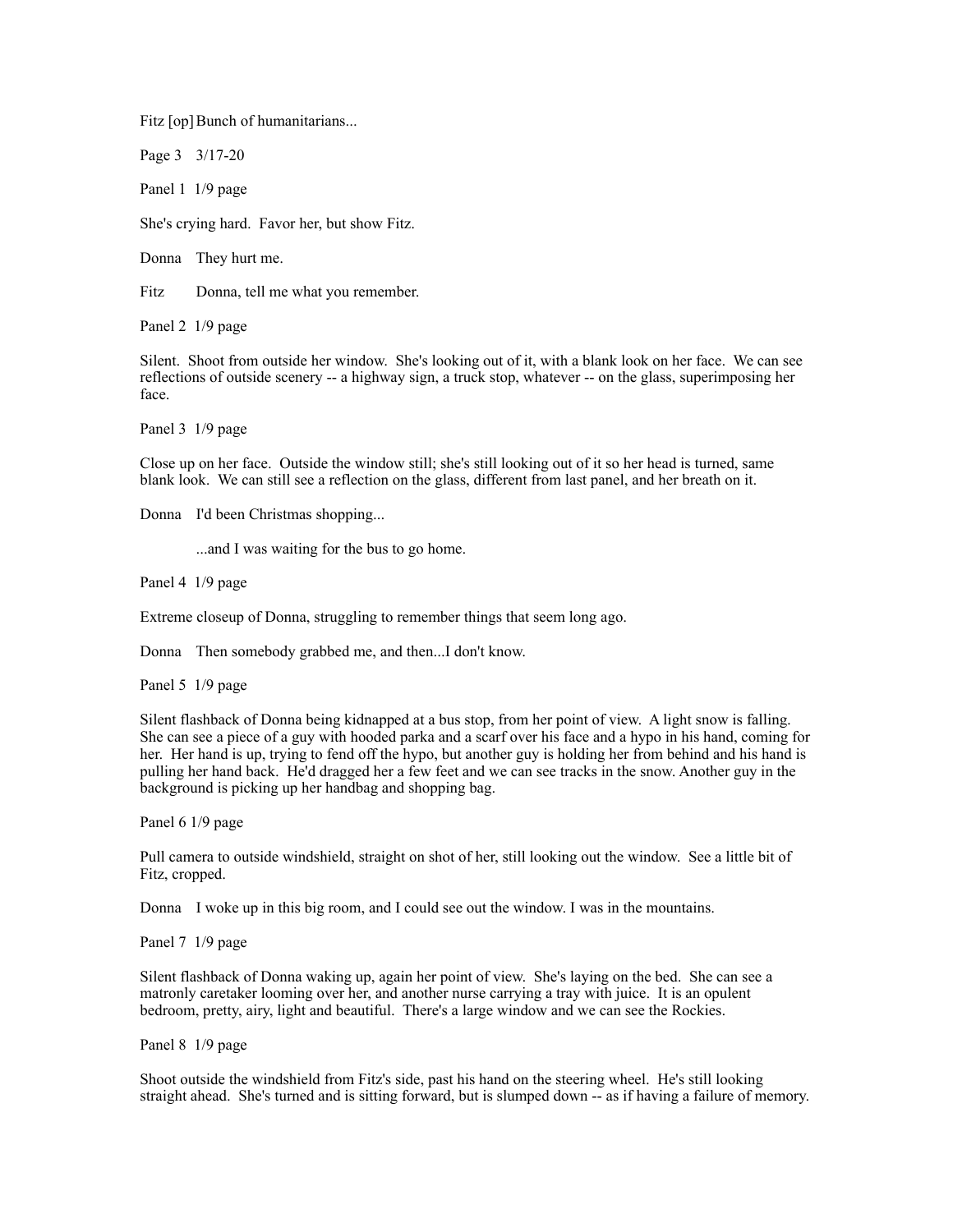Fitz [op] Bunch of humanitarians...

Page 3 3/17-20

Panel 1 1/9 page

She's crying hard. Favor her, but show Fitz.

Donna They hurt me.

Fitz Donna, tell me what you remember.

Panel 2 1/9 page

Silent. Shoot from outside her window. She's looking out of it, with a blank look on her face. We can see reflections of outside scenery -- a highway sign, a truck stop, whatever -- on the glass, superimposing her face.

Panel 3 1/9 page

Close up on her face. Outside the window still; she's still looking out of it so her head is turned, same blank look. We can still see a reflection on the glass, different from last panel, and her breath on it.

Donna I'd been Christmas shopping...

...and I was waiting for the bus to go home.

Panel 4 1/9 page

Extreme closeup of Donna, struggling to remember things that seem long ago.

Donna Then somebody grabbed me, and then...I don't know.

Panel 5 1/9 page

Silent flashback of Donna being kidnapped at a bus stop, from her point of view. A light snow is falling. She can see a piece of a guy with hooded parka and a scarf over his face and a hypo in his hand, coming for her. Her hand is up, trying to fend off the hypo, but another guy is holding her from behind and his hand is pulling her hand back. He'd dragged her a few feet and we can see tracks in the snow. Another guy in the background is picking up her handbag and shopping bag.

Panel 6 1/9 page

Pull camera to outside windshield, straight on shot of her, still looking out the window. See a little bit of Fitz, cropped.

Donna I woke up in this big room, and I could see out the window. I was in the mountains.

Panel 7 1/9 page

Silent flashback of Donna waking up, again her point of view. She's laying on the bed. She can see a matronly caretaker looming over her, and another nurse carrying a tray with juice. It is an opulent bedroom, pretty, airy, light and beautiful. There's a large window and we can see the Rockies.

Panel 8 1/9 page

Shoot outside the windshield from Fitz's side, past his hand on the steering wheel. He's still looking straight ahead. She's turned and is sitting forward, but is slumped down -- as if having a failure of memory.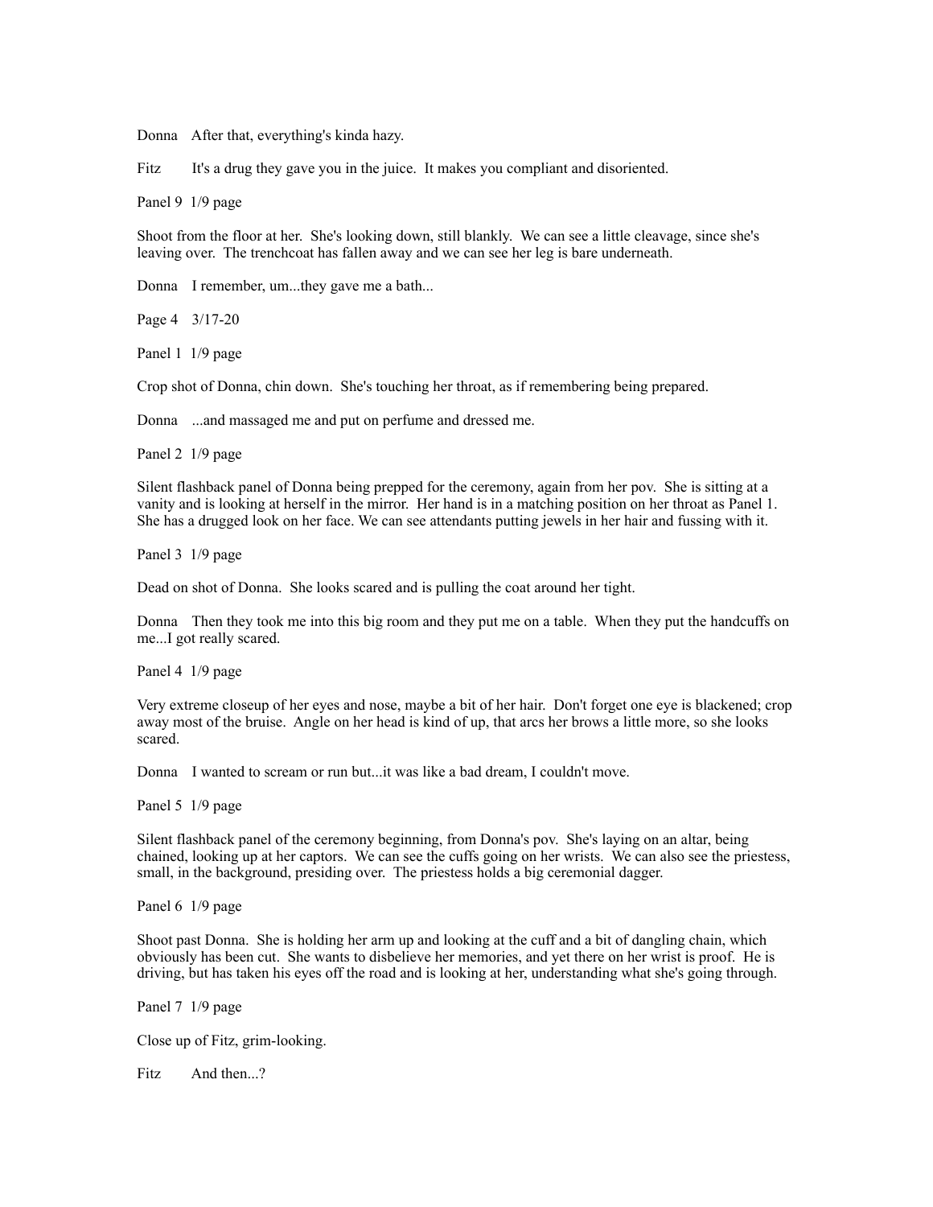Donna After that, everything's kinda hazy.

Fitz It's a drug they gave you in the juice. It makes you compliant and disoriented.

Panel 9 1/9 page

Shoot from the floor at her. She's looking down, still blankly. We can see a little cleavage, since she's leaving over. The trenchcoat has fallen away and we can see her leg is bare underneath.

Donna I remember, um...they gave me a bath...

Page 4 3/17-20

Panel 1 1/9 page

Crop shot of Donna, chin down. She's touching her throat, as if remembering being prepared.

Donna ...and massaged me and put on perfume and dressed me.

Panel 2 1/9 page

Silent flashback panel of Donna being prepped for the ceremony, again from her pov. She is sitting at a vanity and is looking at herself in the mirror. Her hand is in a matching position on her throat as Panel 1. She has a drugged look on her face. We can see attendants putting jewels in her hair and fussing with it.

Panel 3 1/9 page

Dead on shot of Donna. She looks scared and is pulling the coat around her tight.

Donna Then they took me into this big room and they put me on a table. When they put the handcuffs on me...I got really scared.

Panel 4 1/9 page

Very extreme closeup of her eyes and nose, maybe a bit of her hair. Don't forget one eye is blackened; crop away most of the bruise. Angle on her head is kind of up, that arcs her brows a little more, so she looks scared.

Donna I wanted to scream or run but...it was like a bad dream, I couldn't move.

Panel 5 1/9 page

Silent flashback panel of the ceremony beginning, from Donna's pov. She's laying on an altar, being chained, looking up at her captors. We can see the cuffs going on her wrists. We can also see the priestess, small, in the background, presiding over. The priestess holds a big ceremonial dagger.

Panel 6 1/9 page

Shoot past Donna. She is holding her arm up and looking at the cuff and a bit of dangling chain, which obviously has been cut. She wants to disbelieve her memories, and yet there on her wrist is proof. He is driving, but has taken his eyes off the road and is looking at her, understanding what she's going through.

Panel 7 1/9 page

Close up of Fitz, grim-looking.

Fitz And then...?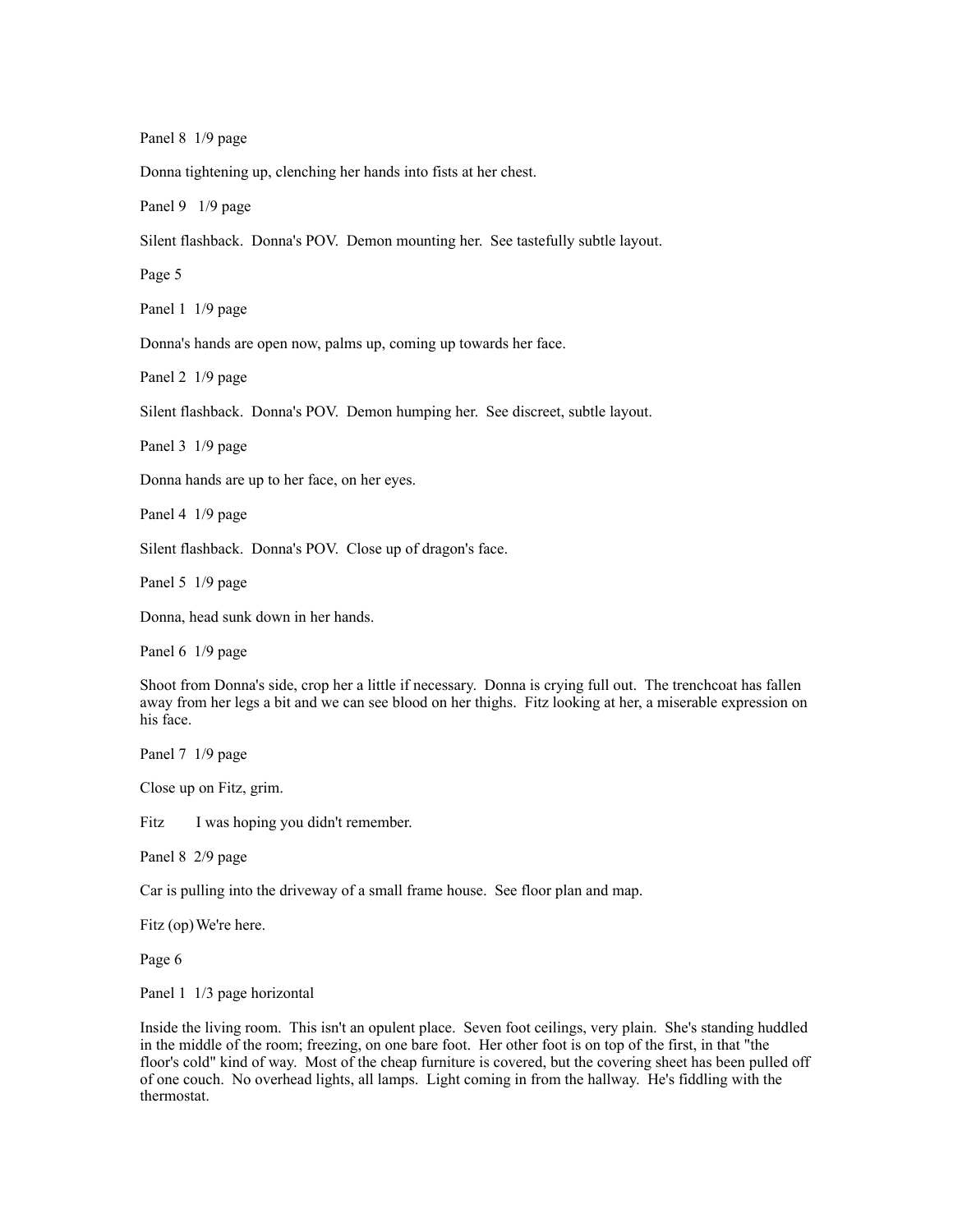Panel 8  1/9 page

Donna tightening up, clenching her hands into fists at her chest.

Panel 9   1/9 page

Silent flashback.  Donna's POV.  Demon mounting her.  See tastefully subtle layout.

Page 5

Panel 1  1/9 page

Donna's hands are open now, palms up, coming up towards her face.

Panel 2  1/9 page

Silent flashback.  Donna's POV.  Demon humping her.  See discreet, subtle layout.

Panel 3  1/9 page

Donna hands are up to her face, on her eyes.

Panel 4  1/9 page

Silent flashback.  Donna's POV.  Close up of dragon's face.

Panel 5  1/9 page

Donna, head sunk down in her hands.

Panel 6  1/9 page

Shoot from Donna's side, crop her a little if necessary.  Donna is crying full out.  The trenchcoat has fallen away from her legs a bit and we can see blood on her thighs.  Fitz looking at her, a miserable expression on his face.

Panel 7  1/9 page

Close up on Fitz, grim.

Fitz	I was hoping you didn't remember.

Panel 8  2/9 page

Car is pulling into the driveway of a small frame house.  See floor plan and map.

Fitz (op) We're here.

Page 6

Panel 1  1/3 page horizontal

Inside the living room.  This isn't an opulent place.  Seven foot ceilings, very plain.  She's standing huddled in the middle of the room; freezing, on one bare foot.  Her other foot is on top of the first, in that "the floor's cold" kind of way.  Most of the cheap furniture is covered, but the covering sheet has been pulled off of one couch.  No overhead lights, all lamps.  Light coming in from the hallway.  He's fiddling with the thermostat.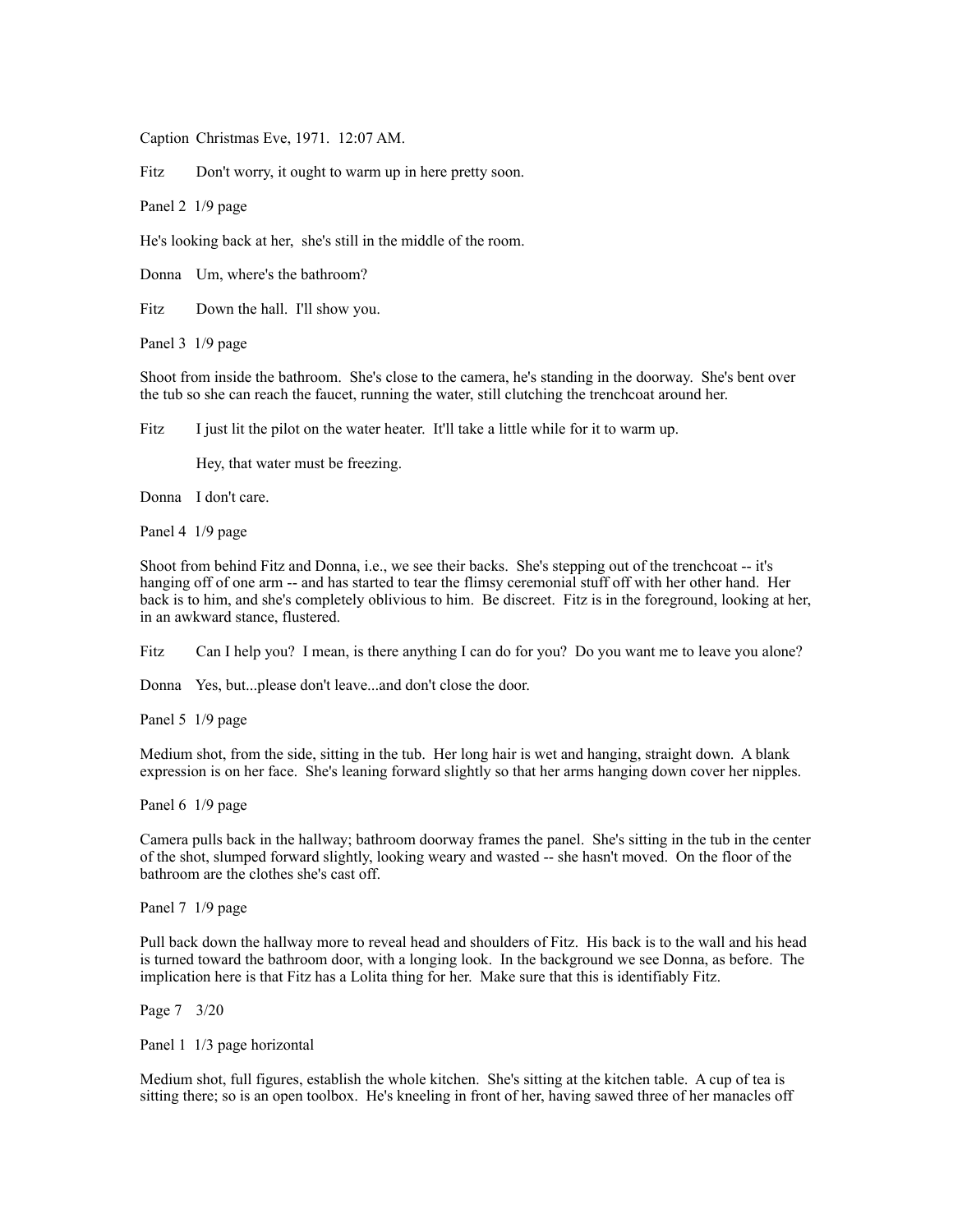Caption Christmas Eve, 1971. 12:07 AM.

Fitz Don't worry, it ought to warm up in here pretty soon.

Panel 2 1/9 page

He's looking back at her, she's still in the middle of the room.

Donna Um, where's the bathroom?

Fitz Down the hall. I'll show you.

Panel 3 1/9 page

Shoot from inside the bathroom. She's close to the camera, he's standing in the doorway. She's bent over the tub so she can reach the faucet, running the water, still clutching the trenchcoat around her.

Fitz I just lit the pilot on the water heater. It'll take a little while for it to warm up.

Hey, that water must be freezing.

Donna I don't care.

Panel 4 1/9 page

Shoot from behind Fitz and Donna, i.e., we see their backs. She's stepping out of the trenchcoat -- it's hanging off of one arm -- and has started to tear the flimsy ceremonial stuff off with her other hand. Her back is to him, and she's completely oblivious to him. Be discreet. Fitz is in the foreground, looking at her, in an awkward stance, flustered.

Fitz Can I help you? I mean, is there anything I can do for you? Do you want me to leave you alone?

Donna Yes, but...please don't leave...and don't close the door.

Panel 5 1/9 page

Medium shot, from the side, sitting in the tub. Her long hair is wet and hanging, straight down. A blank expression is on her face. She's leaning forward slightly so that her arms hanging down cover her nipples.

Panel 6 1/9 page

Camera pulls back in the hallway; bathroom doorway frames the panel. She's sitting in the tub in the center of the shot, slumped forward slightly, looking weary and wasted -- she hasn't moved. On the floor of the bathroom are the clothes she's cast off.

Panel 7 1/9 page

Pull back down the hallway more to reveal head and shoulders of Fitz. His back is to the wall and his head is turned toward the bathroom door, with a longing look. In the background we see Donna, as before. The implication here is that Fitz has a Lolita thing for her. Make sure that this is identifiably Fitz.

Page 7 3/20

Panel 1 1/3 page horizontal

Medium shot, full figures, establish the whole kitchen. She's sitting at the kitchen table. A cup of tea is sitting there; so is an open toolbox. He's kneeling in front of her, having sawed three of her manacles off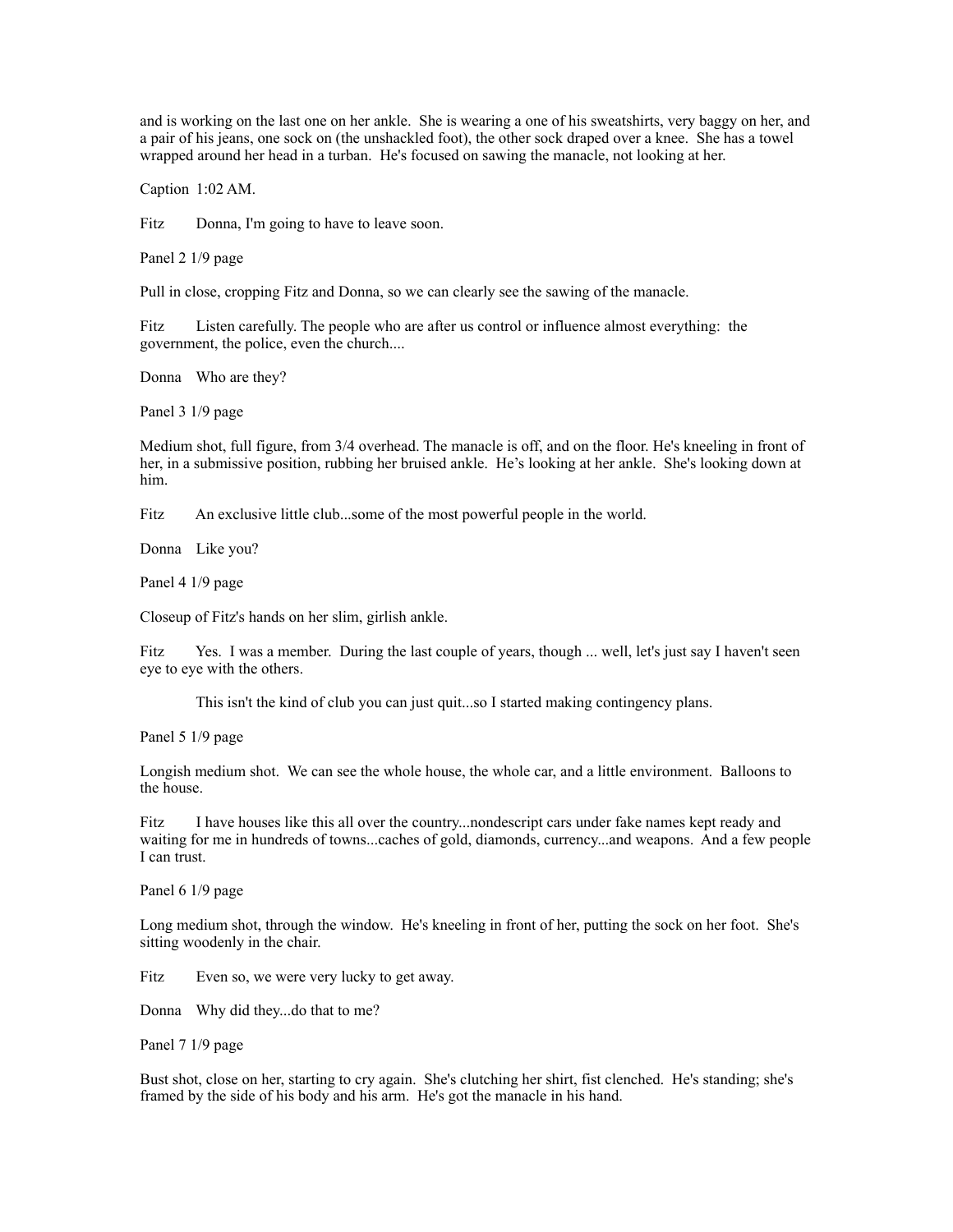and is working on the last one on her ankle. She is wearing a one of his sweatshirts, very baggy on her, and a pair of his jeans, one sock on (the unshackled foot), the other sock draped over a knee. She has a towel wrapped around her head in a turban. He's focused on sawing the manacle, not looking at her.

Caption 1:02 AM.

Fitz Donna, I'm going to have to leave soon.

Panel 2 1/9 page

Pull in close, cropping Fitz and Donna, so we can clearly see the sawing of the manacle.

Fitz Listen carefully. The people who are after us control or influence almost everything: the government, the police, even the church....

Donna Who are they?

Panel 3 1/9 page

Medium shot, full figure, from 3/4 overhead. The manacle is off, and on the floor. He's kneeling in front of her, in a submissive position, rubbing her bruised ankle. He's looking at her ankle. She's looking down at him.

Fitz An exclusive little club...some of the most powerful people in the world.

Donna Like you?

Panel 4 1/9 page

Closeup of Fitz's hands on her slim, girlish ankle.

Fitz Yes. I was a member. During the last couple of years, though ... well, let's just say I haven't seen eye to eye with the others.

This isn't the kind of club you can just quit...so I started making contingency plans.

Panel 5 1/9 page

Longish medium shot. We can see the whole house, the whole car, and a little environment. Balloons to the house.

Fitz I have houses like this all over the country...nondescript cars under fake names kept ready and waiting for me in hundreds of towns...caches of gold, diamonds, currency...and weapons. And a few people I can trust.

Panel 6 1/9 page

Long medium shot, through the window. He's kneeling in front of her, putting the sock on her foot. She's sitting woodenly in the chair.

Fitz Even so, we were very lucky to get away.

Donna Why did they...do that to me?

Panel 7 1/9 page

Bust shot, close on her, starting to cry again. She's clutching her shirt, fist clenched. He's standing; she's framed by the side of his body and his arm. He's got the manacle in his hand.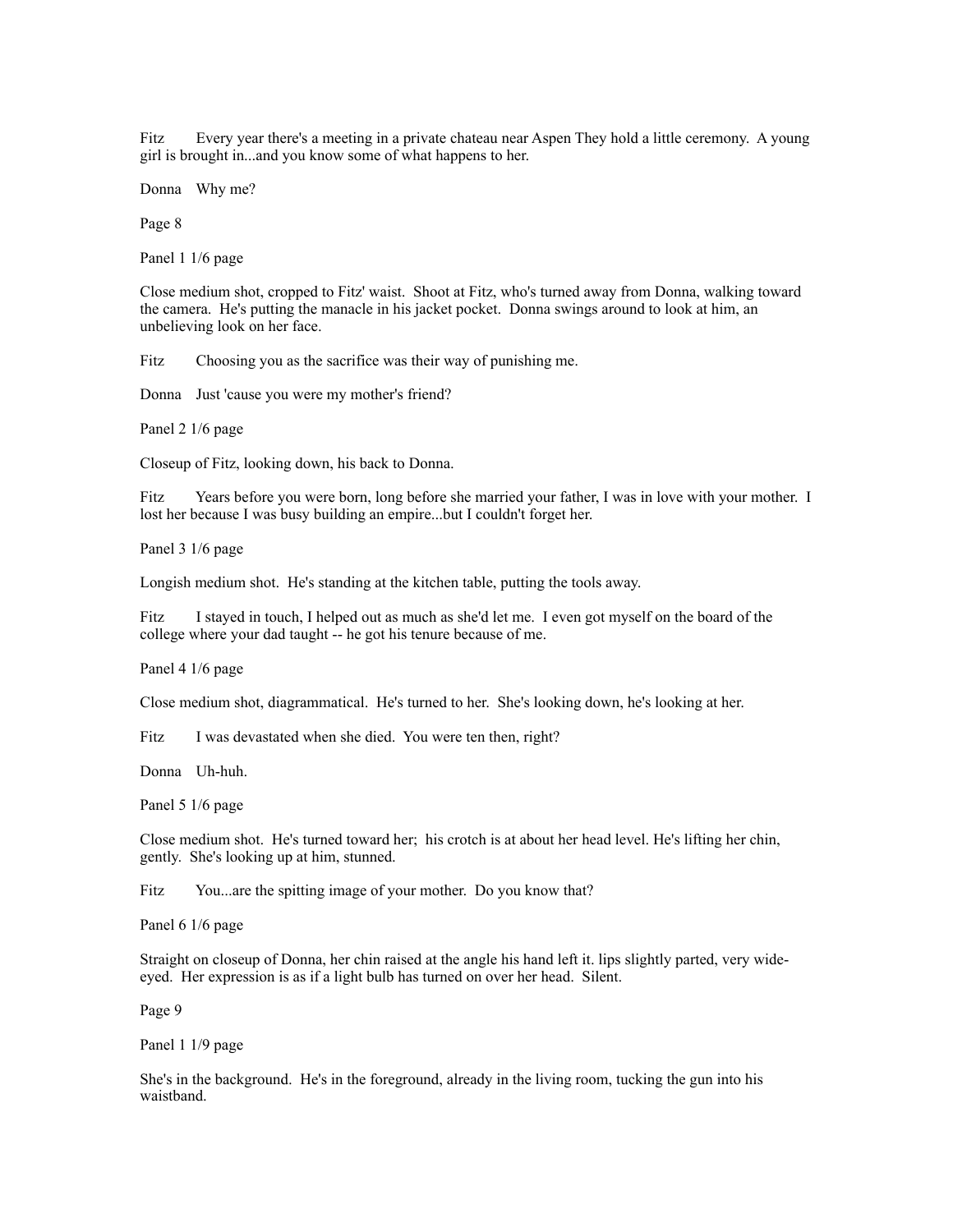Fitz Every year there's a meeting in a private chateau near Aspen They hold a little ceremony. A young girl is brought in...and you know some of what happens to her.

Donna Why me?

Page 8

Panel 1 1/6 page

Close medium shot, cropped to Fitz' waist. Shoot at Fitz, who's turned away from Donna, walking toward the camera. He's putting the manacle in his jacket pocket. Donna swings around to look at him, an unbelieving look on her face.

Fitz Choosing you as the sacrifice was their way of punishing me.

Donna Just 'cause you were my mother's friend?

Panel 2 1/6 page

Closeup of Fitz, looking down, his back to Donna.

Fitz Years before you were born, long before she married your father, I was in love with your mother. I lost her because I was busy building an empire...but I couldn't forget her.

Panel 3 1/6 page

Longish medium shot. He's standing at the kitchen table, putting the tools away.

Fitz I stayed in touch, I helped out as much as she'd let me. I even got myself on the board of the college where your dad taught -- he got his tenure because of me.

Panel 4 1/6 page

Close medium shot, diagrammatical. He's turned to her. She's looking down, he's looking at her.

Fitz I was devastated when she died. You were ten then, right?

Donna Uh-huh.

Panel 5 1/6 page

Close medium shot. He's turned toward her; his crotch is at about her head level. He's lifting her chin, gently. She's looking up at him, stunned.

Fitz You...are the spitting image of your mother. Do you know that?

Panel 6 1/6 page

Straight on closeup of Donna, her chin raised at the angle his hand left it. lips slightly parted, very wide-eyed. Her expression is as if a light bulb has turned on over her head. Silent.

Page 9

Panel 1 1/9 page

She's in the background. He's in the foreground, already in the living room, tucking the gun into his waistband.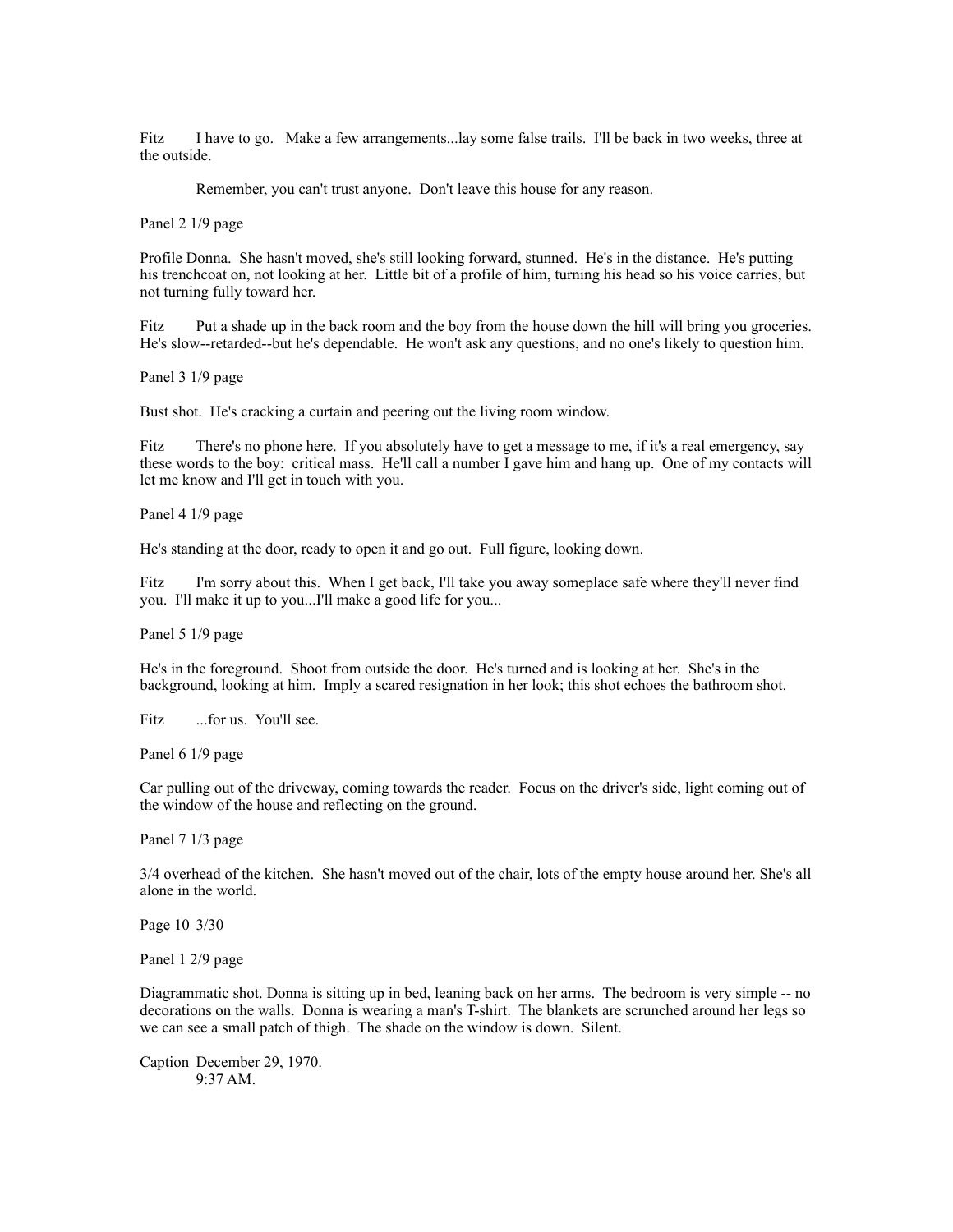Fitz I have to go. Make a few arrangements...lay some false trails. I'll be back in two weeks, three at the outside.

Remember, you can't trust anyone. Don't leave this house for any reason.

Panel 2 1/9 page

Profile Donna. She hasn't moved, she's still looking forward, stunned. He's in the distance. He's putting his trenchcoat on, not looking at her. Little bit of a profile of him, turning his head so his voice carries, but not turning fully toward her.

Fitz Put a shade up in the back room and the boy from the house down the hill will bring you groceries. He's slow--retarded--but he's dependable. He won't ask any questions, and no one's likely to question him.

Panel 3 1/9 page

Bust shot. He's cracking a curtain and peering out the living room window.

Fitz There's no phone here. If you absolutely have to get a message to me, if it's a real emergency, say these words to the boy: critical mass. He'll call a number I gave him and hang up. One of my contacts will let me know and I'll get in touch with you.

Panel 4 1/9 page

He's standing at the door, ready to open it and go out. Full figure, looking down.

Fitz I'm sorry about this. When I get back, I'll take you away someplace safe where they'll never find you. I'll make it up to you...I'll make a good life for you...

Panel 5 1/9 page

He's in the foreground. Shoot from outside the door. He's turned and is looking at her. She's in the background, looking at him. Imply a scared resignation in her look; this shot echoes the bathroom shot.

Fitz ...for us. You'll see.

Panel 6 1/9 page

Car pulling out of the driveway, coming towards the reader. Focus on the driver's side, light coming out of the window of the house and reflecting on the ground.

Panel 7 1/3 page

3/4 overhead of the kitchen. She hasn't moved out of the chair, lots of the empty house around her. She's all alone in the world.

Page 10 3/30

Panel 1 2/9 page

Diagrammatic shot. Donna is sitting up in bed, leaning back on her arms. The bedroom is very simple -- no decorations on the walls. Donna is wearing a man's T-shirt. The blankets are scrunched around her legs so we can see a small patch of thigh. The shade on the window is down. Silent.

Caption December 29, 1970.
9:37 AM.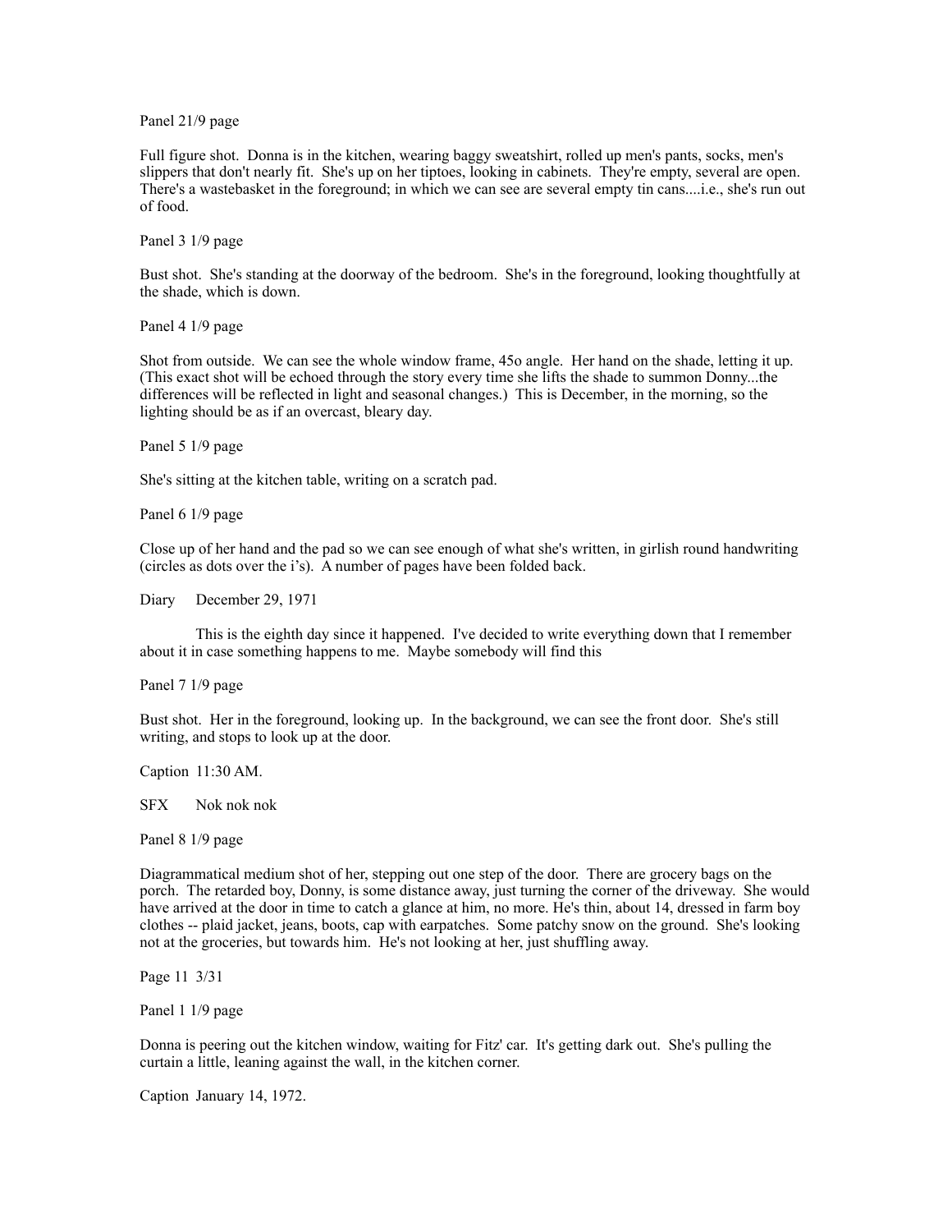Panel 21/9 page

Full figure shot. Donna is in the kitchen, wearing baggy sweatshirt, rolled up men's pants, socks, men's slippers that don't nearly fit. She's up on her tiptoes, looking in cabinets. They're empty, several are open. There's a wastebasket in the foreground; in which we can see are several empty tin cans....i.e., she's run out of food.

Panel 3 1/9 page

Bust shot. She's standing at the doorway of the bedroom. She's in the foreground, looking thoughtfully at the shade, which is down.

Panel 4 1/9 page

Shot from outside. We can see the whole window frame, 45o angle. Her hand on the shade, letting it up. (This exact shot will be echoed through the story every time she lifts the shade to summon Donny...the differences will be reflected in light and seasonal changes.) This is December, in the morning, so the lighting should be as if an overcast, bleary day.

Panel 5 1/9 page

She's sitting at the kitchen table, writing on a scratch pad.

Panel 6 1/9 page

Close up of her hand and the pad so we can see enough of what she's written, in girlish round handwriting (circles as dots over the i's). A number of pages have been folded back.

Diary December 29, 1971

This is the eighth day since it happened. I've decided to write everything down that I remember about it in case something happens to me. Maybe somebody will find this

Panel 7 1/9 page

Bust shot. Her in the foreground, looking up. In the background, we can see the front door. She's still writing, and stops to look up at the door.

Caption 11:30 AM.

SFX Nok nok nok

Panel 8 1/9 page

Diagrammatical medium shot of her, stepping out one step of the door. There are grocery bags on the porch. The retarded boy, Donny, is some distance away, just turning the corner of the driveway. She would have arrived at the door in time to catch a glance at him, no more. He's thin, about 14, dressed in farm boy clothes -- plaid jacket, jeans, boots, cap with earpatches. Some patchy snow on the ground. She's looking not at the groceries, but towards him. He's not looking at her, just shuffling away.

Page 11 3/31

Panel 1 1/9 page

Donna is peering out the kitchen window, waiting for Fitz' car. It's getting dark out. She's pulling the curtain a little, leaning against the wall, in the kitchen corner.

Caption January 14, 1972.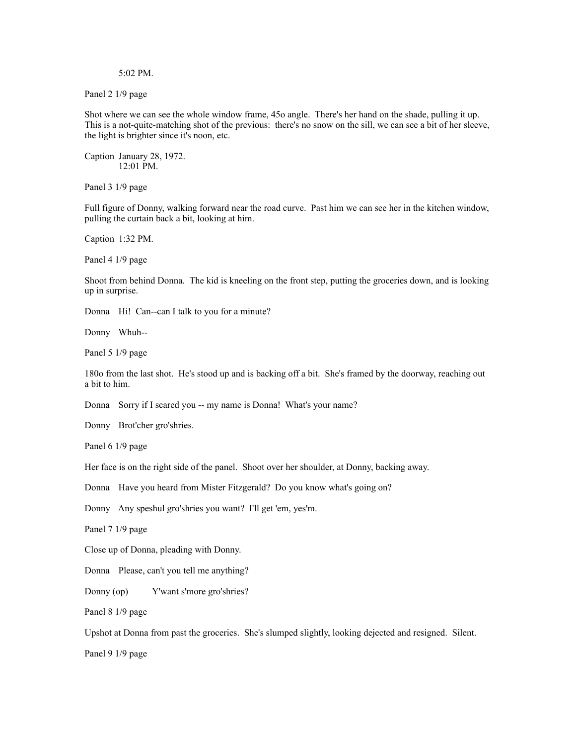5:02 PM.

Panel 2 1/9 page

Shot where we can see the whole window frame, 45o angle. There's her hand on the shade, pulling it up. This is a not-quite-matching shot of the previous: there's no snow on the sill, we can see a bit of her sleeve, the light is brighter since it's noon, etc.

Caption January 28, 1972.
12:01 PM.

Panel 3 1/9 page

Full figure of Donny, walking forward near the road curve. Past him we can see her in the kitchen window, pulling the curtain back a bit, looking at him.

Caption 1:32 PM.

Panel 4 1/9 page

Shoot from behind Donna. The kid is kneeling on the front step, putting the groceries down, and is looking up in surprise.

Donna Hi! Can--can I talk to you for a minute?

Donny Whuh--

Panel 5 1/9 page

180o from the last shot. He's stood up and is backing off a bit. She's framed by the doorway, reaching out a bit to him.

Donna Sorry if I scared you -- my name is Donna! What's your name?

Donny Brot'cher gro'shries.

Panel 6 1/9 page

Her face is on the right side of the panel. Shoot over her shoulder, at Donny, backing away.

Donna Have you heard from Mister Fitzgerald? Do you know what's going on?

Donny Any speshul gro'shries you want? I'll get 'em, yes'm.

Panel 7 1/9 page

Close up of Donna, pleading with Donny.

Donna Please, can't you tell me anything?

Donny (op) Y'want s'more gro'shries?

Panel 8 1/9 page

Upshot at Donna from past the groceries. She's slumped slightly, looking dejected and resigned. Silent.

Panel 9 1/9 page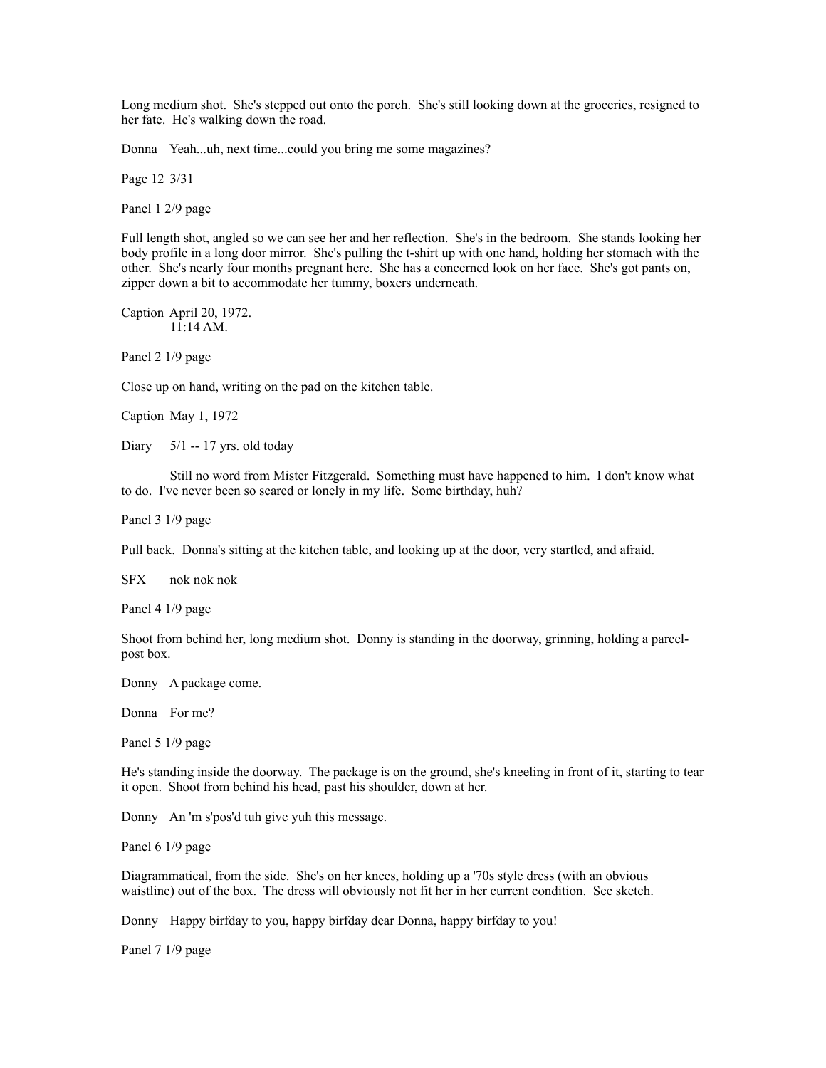Long medium shot. She's stepped out onto the porch. She's still looking down at the groceries, resigned to her fate. He's walking down the road.

Donna    Yeah...uh, next time...could you bring me some magazines?

Page 12  3/31

Panel 1 2/9 page

Full length shot, angled so we can see her and her reflection. She's in the bedroom. She stands looking her body profile in a long door mirror. She's pulling the t-shirt up with one hand, holding her stomach with the other. She's nearly four months pregnant here. She has a concerned look on her face. She's got pants on, zipper down a bit to accommodate her tummy, boxers underneath.

Caption  April 20, 1972.
11:14 AM.

Panel 2 1/9 page

Close up on hand, writing on the pad on the kitchen table.

Caption  May 1, 1972

Diary    5/1 -- 17 yrs. old today

Still no word from Mister Fitzgerald. Something must have happened to him. I don't know what to do. I've never been so scared or lonely in my life. Some birthday, huh?

Panel 3 1/9 page

Pull back. Donna's sitting at the kitchen table, and looking up at the door, very startled, and afraid.

SFX    nok nok nok

Panel 4 1/9 page

Shoot from behind her, long medium shot. Donny is standing in the doorway, grinning, holding a parcel-post box.

Donny    A package come.

Donna    For me?

Panel 5 1/9 page

He's standing inside the doorway. The package is on the ground, she's kneeling in front of it, starting to tear it open. Shoot from behind his head, past his shoulder, down at her.

Donny    An 'm s'pos'd tuh give yuh this message.

Panel 6 1/9 page

Diagrammatical, from the side. She's on her knees, holding up a '70s style dress (with an obvious waistline) out of the box. The dress will obviously not fit her in her current condition. See sketch.

Donny    Happy birfday to you, happy birfday dear Donna, happy birfday to you!

Panel 7 1/9 page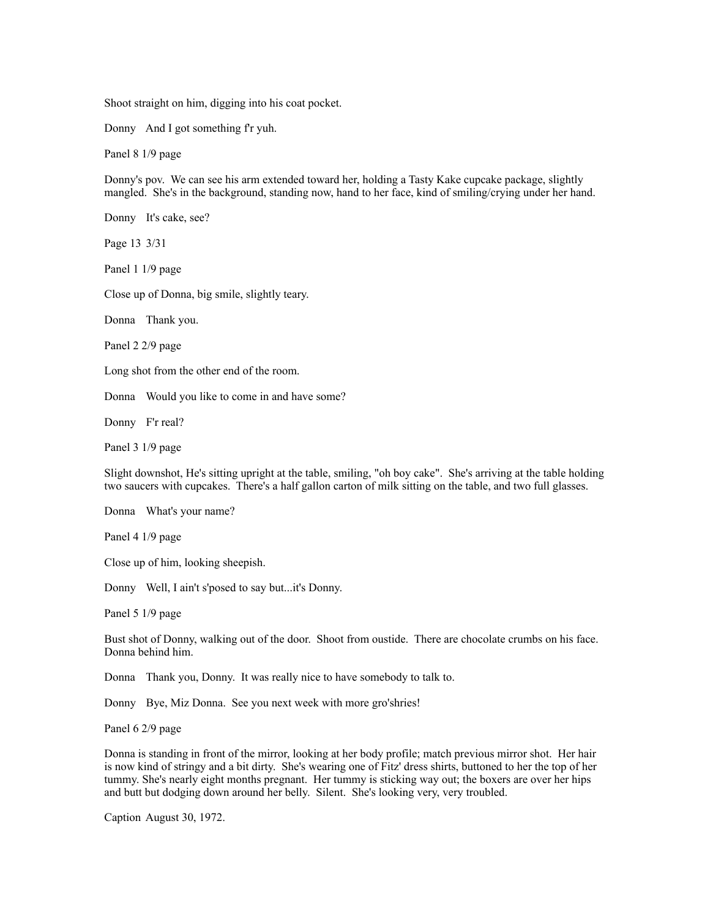Shoot straight on him, digging into his coat pocket.

Donny   And I got something f'r yuh.

Panel 8 1/9 page

Donny's pov.  We can see his arm extended toward her, holding a Tasty Kake cupcake package, slightly mangled.  She's in the background, standing now, hand to her face, kind of smiling/crying under her hand.

Donny   It's cake, see?

Page 13  3/31

Panel 1 1/9 page

Close up of Donna, big smile, slightly teary.

Donna    Thank you.

Panel 2 2/9 page

Long shot from the other end of the room.

Donna    Would you like to come in and have some?

Donny   F'r real?

Panel 3 1/9 page

Slight downshot, He's sitting upright at the table, smiling, "oh boy cake".  She's arriving at the table holding two saucers with cupcakes.  There's a half gallon carton of milk sitting on the table, and two full glasses.

Donna    What's your name?

Panel 4 1/9 page

Close up of him, looking sheepish.

Donny   Well, I ain't s'posed to say but...it's Donny.

Panel 5 1/9 page

Bust shot of Donny, walking out of the door.  Shoot from oustide.  There are chocolate crumbs on his face.  Donna behind him.

Donna    Thank you, Donny.  It was really nice to have somebody to talk to.

Donny   Bye, Miz Donna.  See you next week with more gro'shries!

Panel 6 2/9 page

Donna is standing in front of the mirror, looking at her body profile; match previous mirror shot.  Her hair is now kind of stringy and a bit dirty.  She's wearing one of Fitz' dress shirts, buttoned to her the top of her tummy. She's nearly eight months pregnant.  Her tummy is sticking way out; the boxers are over her hips and butt but dodging down around her belly.  Silent.  She's looking very, very troubled.

Caption  August 30, 1972.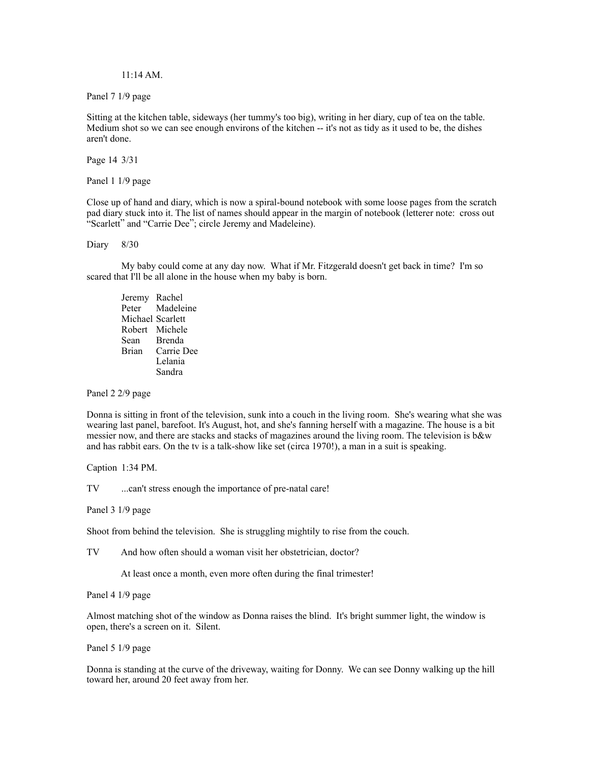11:14 AM.

Panel 7 1/9 page

Sitting at the kitchen table, sideways (her tummy's too big), writing in her diary, cup of tea on the table. Medium shot so we can see enough environs of the kitchen -- it's not as tidy as it used to be, the dishes aren't done.

Page 14 3/31

Panel 1 1/9 page

Close up of hand and diary, which is now a spiral-bound notebook with some loose pages from the scratch pad diary stuck into it. The list of names should appear in the margin of notebook (letterer note: cross out "Scarlett" and "Carrie Dee"; circle Jeremy and Madeleine).

Diary 8/30

My baby could come at any day now. What if Mr. Fitzgerald doesn't get back in time? I'm so scared that I'll be all alone in the house when my baby is born.

Jeremy Rachel
Peter Madeleine
Michael Scarlett
Robert Michele
Sean Brenda
Brian Carrie Dee
Lelania
Sandra

Panel 2 2/9 page

Donna is sitting in front of the television, sunk into a couch in the living room. She's wearing what she was wearing last panel, barefoot. It's August, hot, and she's fanning herself with a magazine. The house is a bit messier now, and there are stacks and stacks of magazines around the living room. The television is b&w and has rabbit ears. On the tv is a talk-show like set (circa 1970!), a man in a suit is speaking.

Caption 1:34 PM.

TV ...can't stress enough the importance of pre-natal care!

Panel 3 1/9 page

Shoot from behind the television. She is struggling mightily to rise from the couch.

TV And how often should a woman visit her obstetrician, doctor?

At least once a month, even more often during the final trimester!

Panel 4 1/9 page

Almost matching shot of the window as Donna raises the blind. It's bright summer light, the window is open, there's a screen on it. Silent.

Panel 5 1/9 page

Donna is standing at the curve of the driveway, waiting for Donny. We can see Donny walking up the hill toward her, around 20 feet away from her.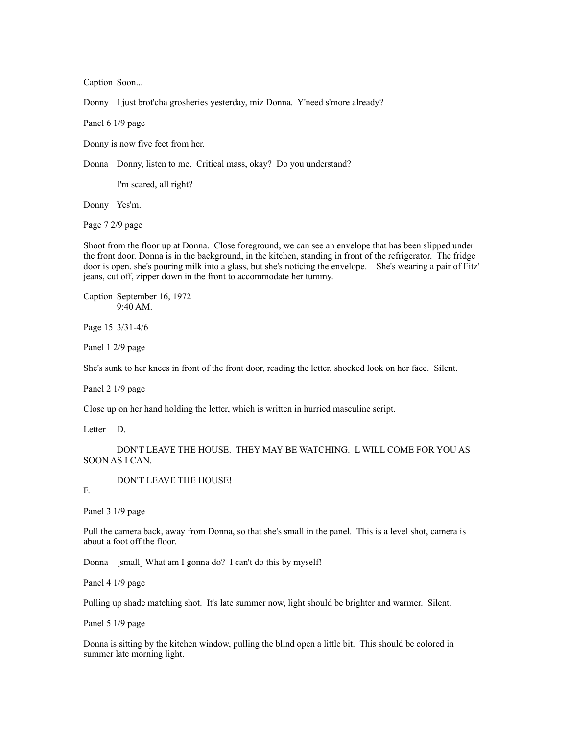Caption Soon...

Donny I just brot'cha grosheries yesterday, miz Donna. Y'need s'more already?

Panel 6 1/9 page

Donny is now five feet from her.

Donna Donny, listen to me. Critical mass, okay? Do you understand?

I'm scared, all right?

Donny Yes'm.

Page 7 2/9 page

Shoot from the floor up at Donna. Close foreground, we can see an envelope that has been slipped under the front door. Donna is in the background, in the kitchen, standing in front of the refrigerator. The fridge door is open, she's pouring milk into a glass, but she's noticing the envelope. She's wearing a pair of Fitz' jeans, cut off, zipper down in the front to accommodate her tummy.

Caption September 16, 1972
9:40 AM.

Page 15 3/31-4/6

Panel 1 2/9 page

She's sunk to her knees in front of the front door, reading the letter, shocked look on her face. Silent.

Panel 2 1/9 page

Close up on her hand holding the letter, which is written in hurried masculine script.

Letter D.

DON'T LEAVE THE HOUSE. THEY MAY BE WATCHING. L WILL COME FOR YOU AS SOON AS I CAN.

DON'T LEAVE THE HOUSE!

F.

Panel 3 1/9 page

Pull the camera back, away from Donna, so that she's small in the panel. This is a level shot, camera is about a foot off the floor.

Donna [small] What am I gonna do? I can't do this by myself!

Panel 4 1/9 page

Pulling up shade matching shot. It's late summer now, light should be brighter and warmer. Silent.

Panel 5 1/9 page

Donna is sitting by the kitchen window, pulling the blind open a little bit. This should be colored in summer late morning light.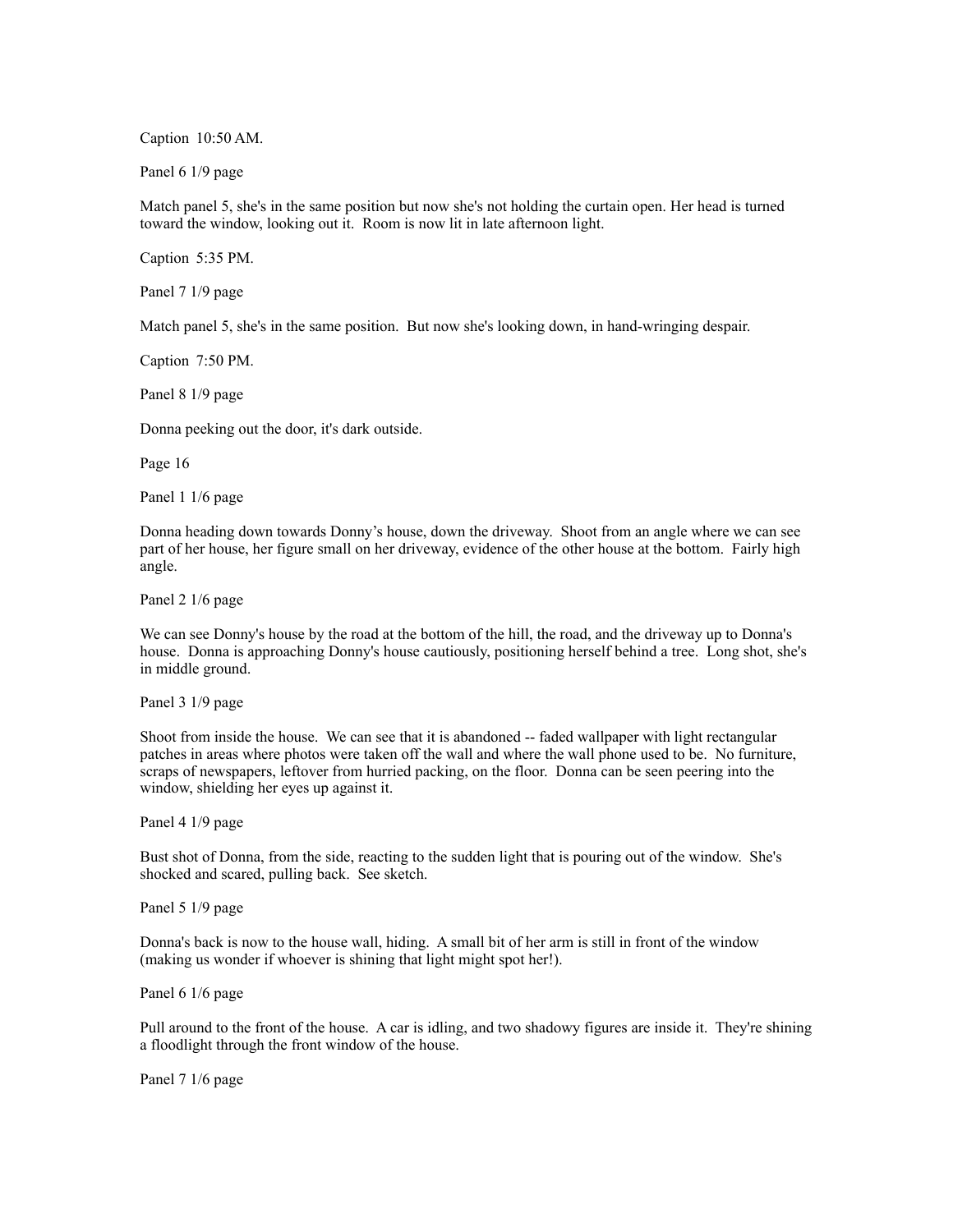Caption  10:50 AM.

Panel 6 1/9 page

Match panel 5, she's in the same position but now she's not holding the curtain open. Her head is turned toward the window, looking out it.  Room is now lit in late afternoon light.

Caption  5:35 PM.

Panel 7 1/9 page

Match panel 5, she's in the same position.  But now she's looking down, in hand-wringing despair.

Caption  7:50 PM.

Panel 8 1/9 page

Donna peeking out the door, it's dark outside.

Page 16

Panel 1 1/6 page

Donna heading down towards Donny's house, down the driveway.  Shoot from an angle where we can see part of her house, her figure small on her driveway, evidence of the other house at the bottom.  Fairly high angle.

Panel 2 1/6 page

We can see Donny's house by the road at the bottom of the hill, the road, and the driveway up to Donna's house.  Donna is approaching Donny's house cautiously, positioning herself behind a tree.  Long shot, she's in middle ground.

Panel 3 1/9 page

Shoot from inside the house.  We can see that it is abandoned -- faded wallpaper with light rectangular patches in areas where photos were taken off the wall and where the wall phone used to be.  No furniture, scraps of newspapers, leftover from hurried packing, on the floor.  Donna can be seen peering into the window, shielding her eyes up against it.

Panel 4 1/9 page

Bust shot of Donna, from the side, reacting to the sudden light that is pouring out of the window.  She's shocked and scared, pulling back.  See sketch.

Panel 5 1/9 page

Donna's back is now to the house wall, hiding.  A small bit of her arm is still in front of the window (making us wonder if whoever is shining that light might spot her!).

Panel 6 1/6 page

Pull around to the front of the house.  A car is idling, and two shadowy figures are inside it.  They're shining a floodlight through the front window of the house.

Panel 7 1/6 page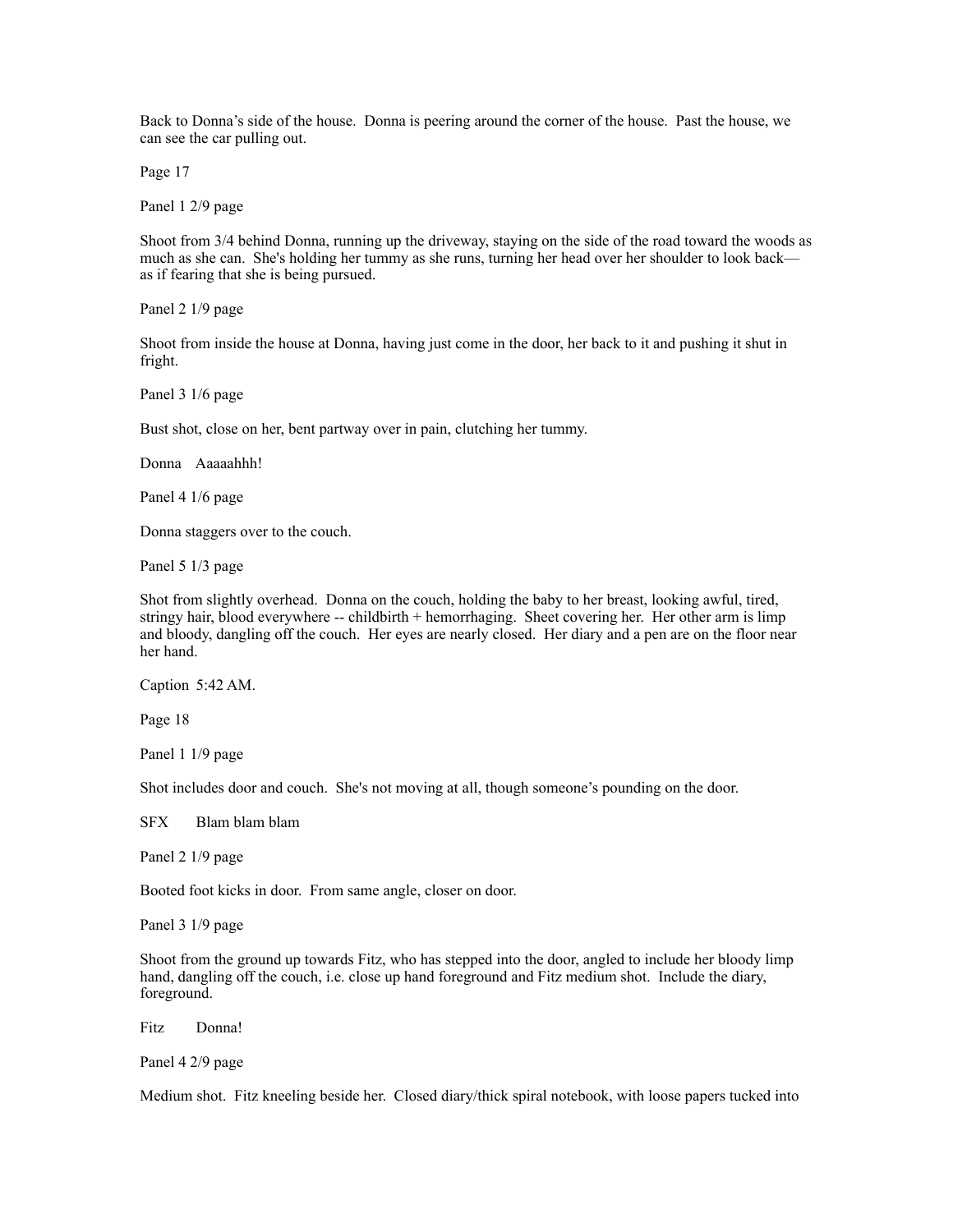Back to Donna's side of the house. Donna is peering around the corner of the house. Past the house, we can see the car pulling out.

Page 17

Panel 1 2/9 page

Shoot from 3/4 behind Donna, running up the driveway, staying on the side of the road toward the woods as much as she can. She's holding her tummy as she runs, turning her head over her shoulder to look back—as if fearing that she is being pursued.

Panel 2 1/9 page

Shoot from inside the house at Donna, having just come in the door, her back to it and pushing it shut in fright.

Panel 3 1/6 page

Bust shot, close on her, bent partway over in pain, clutching her tummy.

Donna Aaaaahhh!

Panel 4 1/6 page

Donna staggers over to the couch.

Panel 5 1/3 page

Shot from slightly overhead. Donna on the couch, holding the baby to her breast, looking awful, tired, stringy hair, blood everywhere -- childbirth + hemorrhaging. Sheet covering her. Her other arm is limp and bloody, dangling off the couch. Her eyes are nearly closed. Her diary and a pen are on the floor near her hand.

Caption 5:42 AM.

Page 18

Panel 1 1/9 page

Shot includes door and couch. She's not moving at all, though someone's pounding on the door.

SFX Blam blam blam

Panel 2 1/9 page

Booted foot kicks in door. From same angle, closer on door.

Panel 3 1/9 page

Shoot from the ground up towards Fitz, who has stepped into the door, angled to include her bloody limp hand, dangling off the couch, i.e. close up hand foreground and Fitz medium shot. Include the diary, foreground.

Fitz Donna!

Panel 4 2/9 page

Medium shot. Fitz kneeling beside her. Closed diary/thick spiral notebook, with loose papers tucked into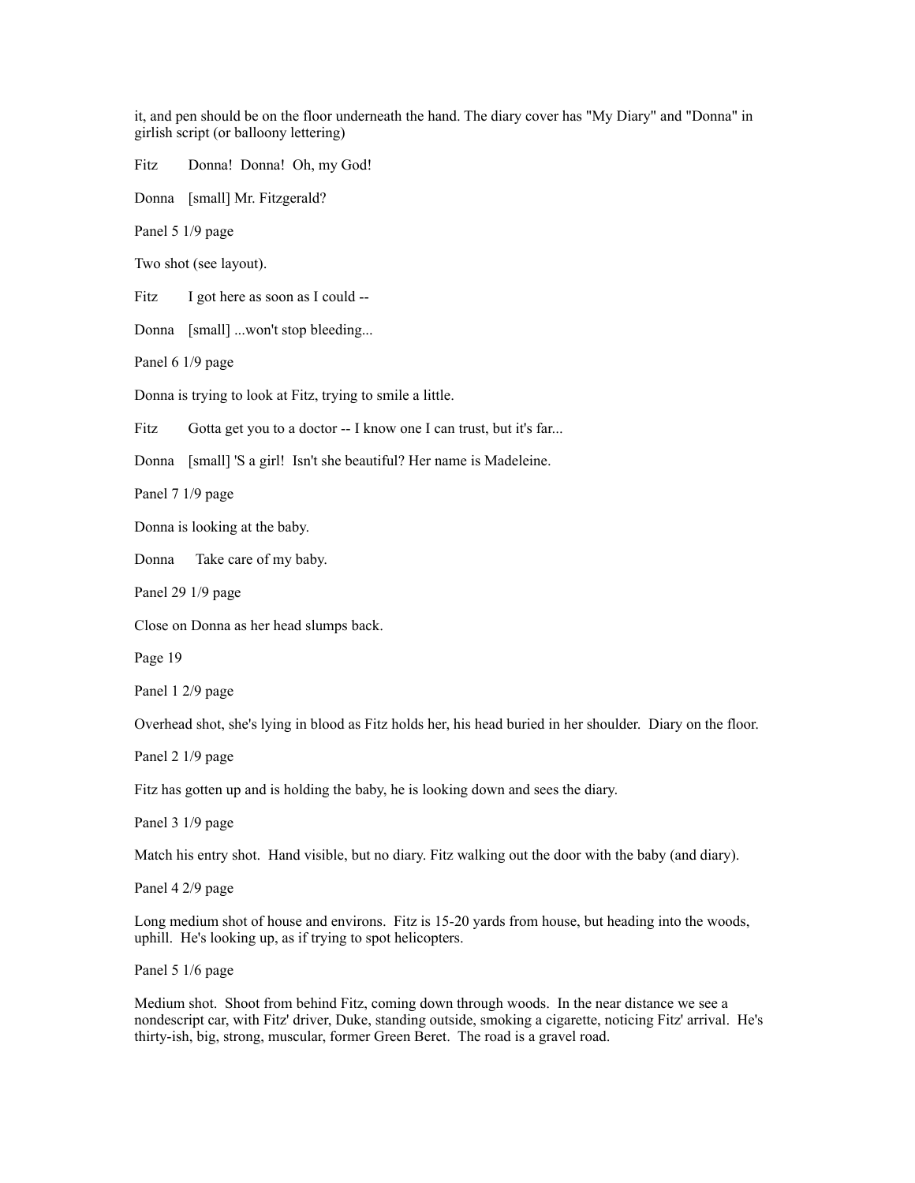it, and pen should be on the floor underneath the hand. The diary cover has "My Diary" and "Donna" in girlish script (or balloony lettering)

Fitz Donna! Donna! Oh, my God!

Donna [small] Mr. Fitzgerald?

Panel 5 1/9 page

Two shot (see layout).

Fitz I got here as soon as I could --

Donna [small] ...won't stop bleeding...

Panel 6 1/9 page

Donna is trying to look at Fitz, trying to smile a little.

Fitz Gotta get you to a doctor -- I know one I can trust, but it's far...

Donna [small] 'S a girl! Isn't she beautiful? Her name is Madeleine.

Panel 7 1/9 page

Donna is looking at the baby.

Donna Take care of my baby.

Panel 29 1/9 page

Close on Donna as her head slumps back.

Page 19

Panel 1 2/9 page

Overhead shot, she's lying in blood as Fitz holds her, his head buried in her shoulder. Diary on the floor.

Panel 2 1/9 page

Fitz has gotten up and is holding the baby, he is looking down and sees the diary.

Panel 3 1/9 page

Match his entry shot. Hand visible, but no diary. Fitz walking out the door with the baby (and diary).

Panel 4 2/9 page

Long medium shot of house and environs. Fitz is 15-20 yards from house, but heading into the woods, uphill. He's looking up, as if trying to spot helicopters.

Panel 5 1/6 page

Medium shot. Shoot from behind Fitz, coming down through woods. In the near distance we see a nondescript car, with Fitz' driver, Duke, standing outside, smoking a cigarette, noticing Fitz' arrival. He's thirty-ish, big, strong, muscular, former Green Beret. The road is a gravel road.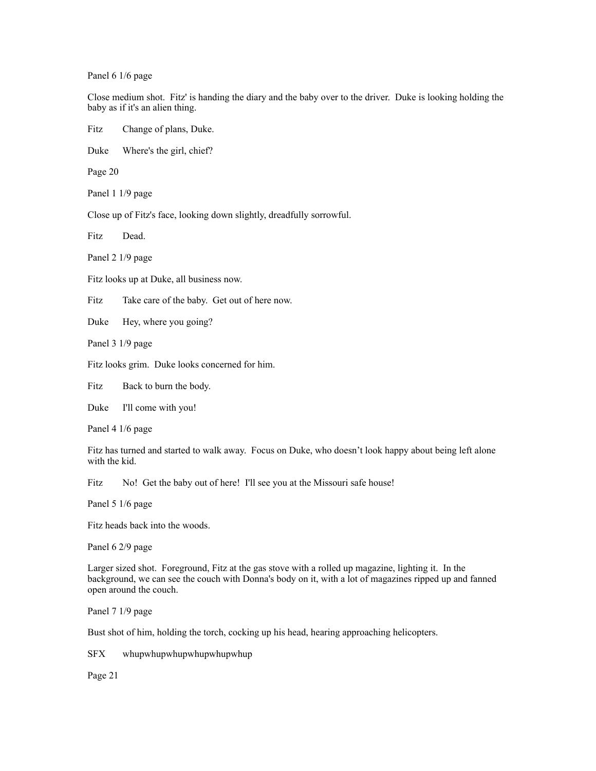Panel 6 1/6 page

Close medium shot. Fitz' is handing the diary and the baby over to the driver. Duke is looking holding the baby as if it's an alien thing.

Fitz	Change of plans, Duke.

Duke	Where's the girl, chief?

Page 20

Panel 1 1/9 page

Close up of Fitz's face, looking down slightly, dreadfully sorrowful.

Fitz	Dead.

Panel 2 1/9 page

Fitz looks up at Duke, all business now.

Fitz	Take care of the baby. Get out of here now.

Duke	Hey, where you going?

Panel 3 1/9 page

Fitz looks grim. Duke looks concerned for him.

Fitz	Back to burn the body.

Duke	I'll come with you!

Panel 4 1/6 page

Fitz has turned and started to walk away. Focus on Duke, who doesn't look happy about being left alone with the kid.

Fitz	No! Get the baby out of here! I'll see you at the Missouri safe house!

Panel 5 1/6 page

Fitz heads back into the woods.

Panel 6 2/9 page

Larger sized shot. Foreground, Fitz at the gas stove with a rolled up magazine, lighting it. In the background, we can see the couch with Donna's body on it, with a lot of magazines ripped up and fanned open around the couch.

Panel 7 1/9 page

Bust shot of him, holding the torch, cocking up his head, hearing approaching helicopters.

SFX	whupwhupwhupwhupwhupwhup

Page 21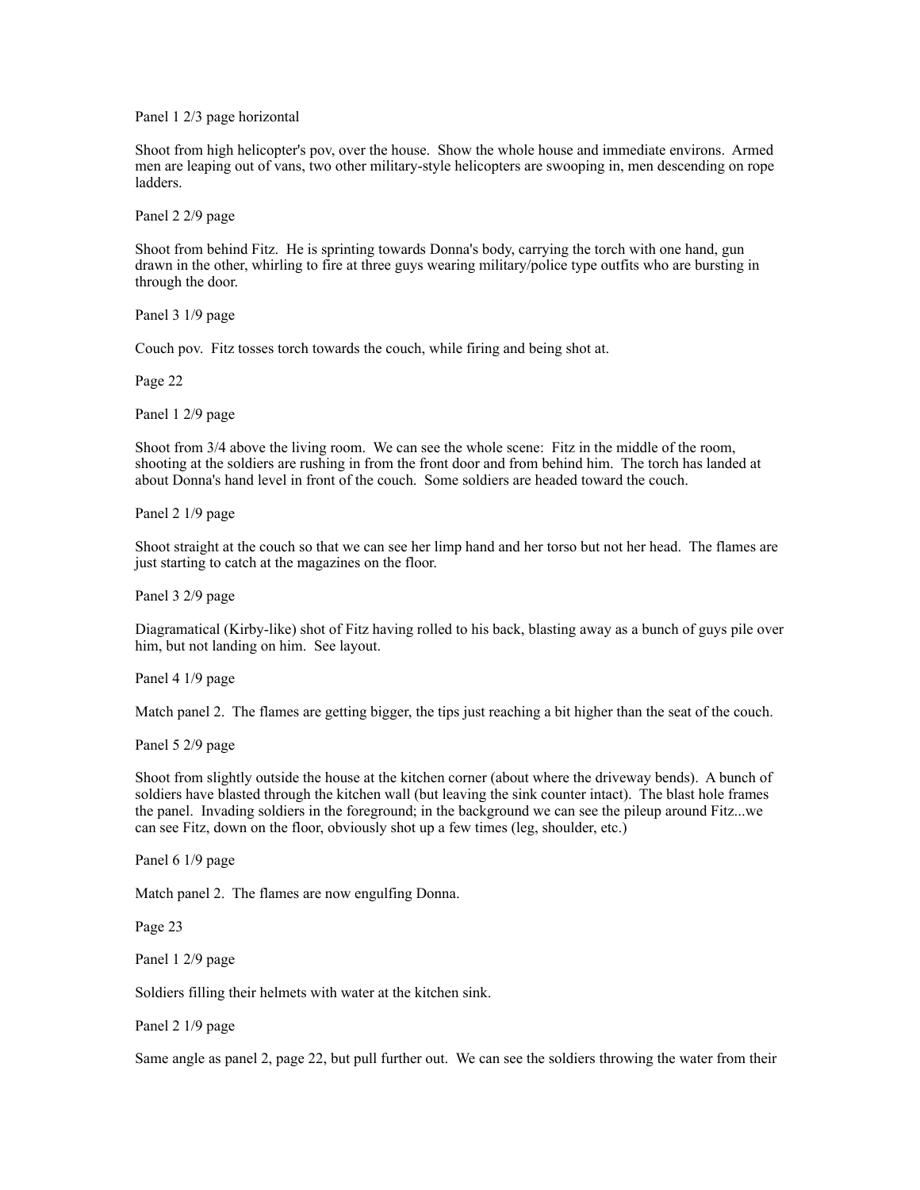Panel 1 2/3 page horizontal

Shoot from high helicopter's pov, over the house. Show the whole house and immediate environs. Armed men are leaping out of vans, two other military-style helicopters are swooping in, men descending on rope ladders.

Panel 2 2/9 page

Shoot from behind Fitz. He is sprinting towards Donna's body, carrying the torch with one hand, gun drawn in the other, whirling to fire at three guys wearing military/police type outfits who are bursting in through the door.

Panel 3 1/9 page

Couch pov. Fitz tosses torch towards the couch, while firing and being shot at.

Page 22

Panel 1 2/9 page

Shoot from 3/4 above the living room. We can see the whole scene: Fitz in the middle of the room, shooting at the soldiers are rushing in from the front door and from behind him. The torch has landed at about Donna's hand level in front of the couch. Some soldiers are headed toward the couch.

Panel 2 1/9 page

Shoot straight at the couch so that we can see her limp hand and her torso but not her head. The flames are just starting to catch at the magazines on the floor.

Panel 3 2/9 page

Diagramatical (Kirby-like) shot of Fitz having rolled to his back, blasting away as a bunch of guys pile over him, but not landing on him. See layout.

Panel 4 1/9 page

Match panel 2. The flames are getting bigger, the tips just reaching a bit higher than the seat of the couch.

Panel 5 2/9 page

Shoot from slightly outside the house at the kitchen corner (about where the driveway bends). A bunch of soldiers have blasted through the kitchen wall (but leaving the sink counter intact). The blast hole frames the panel. Invading soldiers in the foreground; in the background we can see the pileup around Fitz...we can see Fitz, down on the floor, obviously shot up a few times (leg, shoulder, etc.)

Panel 6 1/9 page

Match panel 2. The flames are now engulfing Donna.

Page 23

Panel 1 2/9 page

Soldiers filling their helmets with water at the kitchen sink.

Panel 2 1/9 page

Same angle as panel 2, page 22, but pull further out. We can see the soldiers throwing the water from their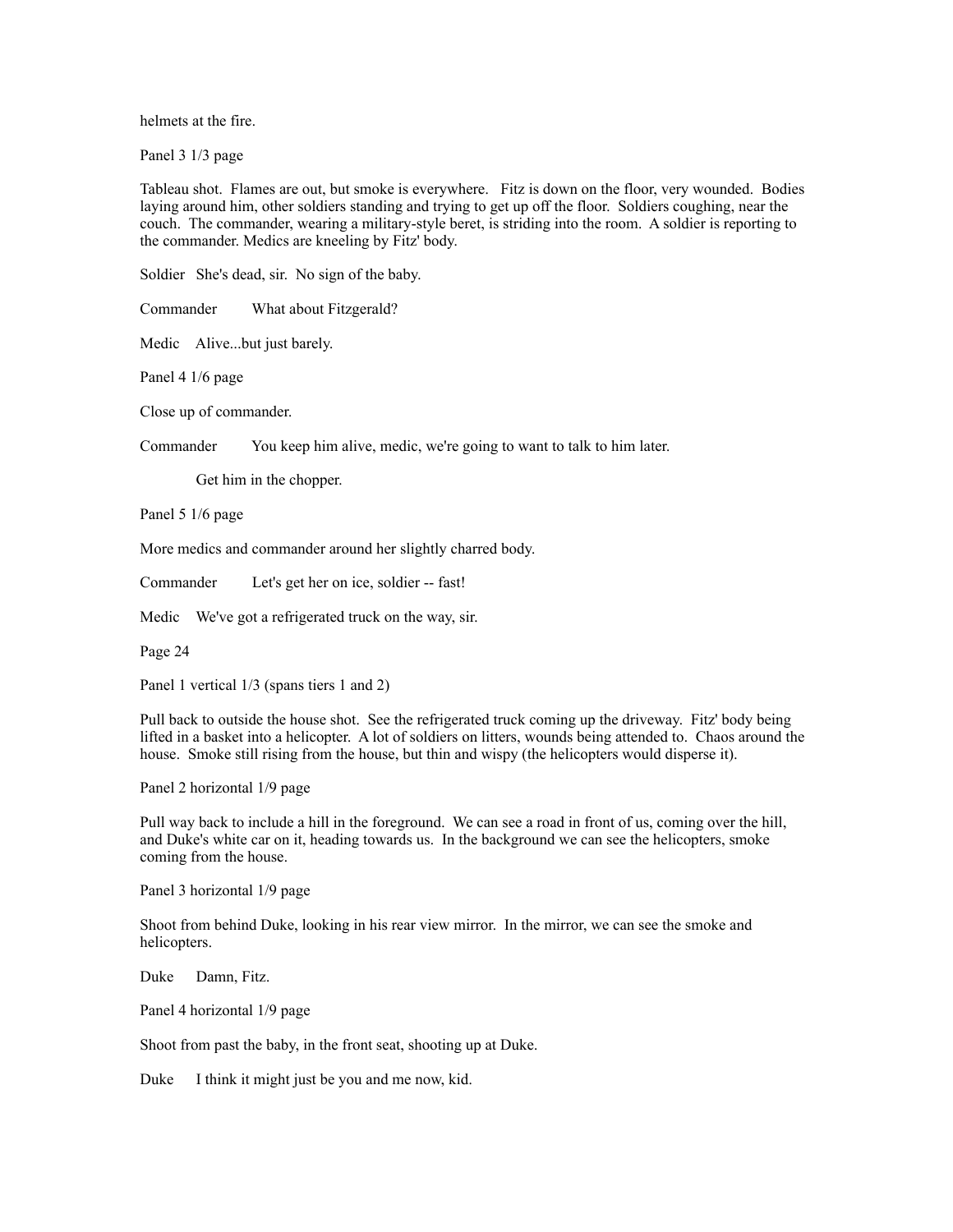helmets at the fire.

Panel 3 1/3 page

Tableau shot. Flames are out, but smoke is everywhere. Fitz is down on the floor, very wounded. Bodies laying around him, other soldiers standing and trying to get up off the floor. Soldiers coughing, near the couch. The commander, wearing a military-style beret, is striding into the room. A soldier is reporting to the commander. Medics are kneeling by Fitz' body.

Soldier She's dead, sir. No sign of the baby.

Commander What about Fitzgerald?

Medic Alive...but just barely.

Panel 4 1/6 page

Close up of commander.

Commander You keep him alive, medic, we're going to want to talk to him later.

Get him in the chopper.

Panel 5 1/6 page

More medics and commander around her slightly charred body.

Commander Let's get her on ice, soldier -- fast!

Medic We've got a refrigerated truck on the way, sir.

Page 24

Panel 1 vertical 1/3 (spans tiers 1 and 2)

Pull back to outside the house shot. See the refrigerated truck coming up the driveway. Fitz' body being lifted in a basket into a helicopter. A lot of soldiers on litters, wounds being attended to. Chaos around the house. Smoke still rising from the house, but thin and wispy (the helicopters would disperse it).

Panel 2 horizontal 1/9 page

Pull way back to include a hill in the foreground. We can see a road in front of us, coming over the hill, and Duke's white car on it, heading towards us. In the background we can see the helicopters, smoke coming from the house.

Panel 3 horizontal 1/9 page

Shoot from behind Duke, looking in his rear view mirror. In the mirror, we can see the smoke and helicopters.

Duke Damn, Fitz.

Panel 4 horizontal 1/9 page

Shoot from past the baby, in the front seat, shooting up at Duke.

Duke I think it might just be you and me now, kid.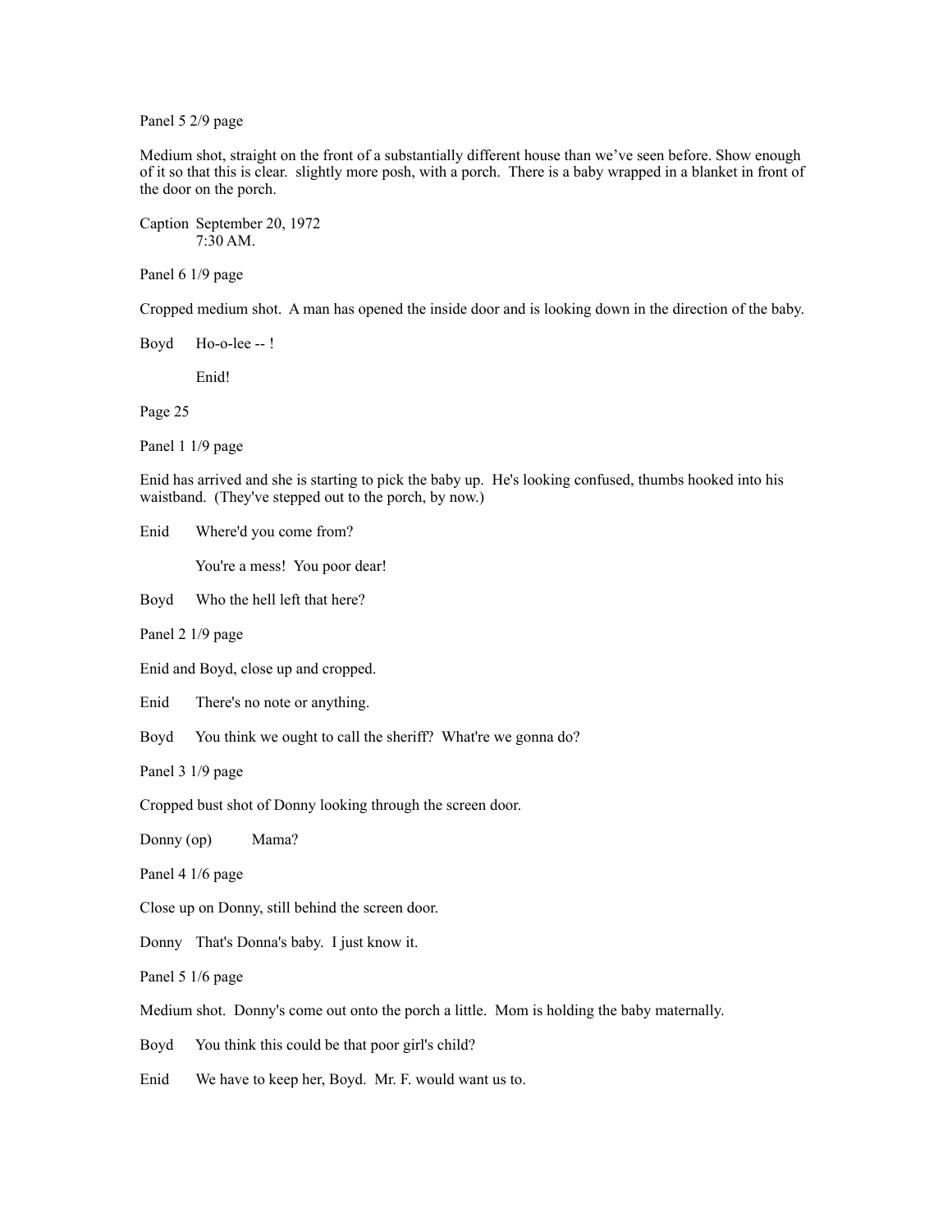Panel 5 2/9 page

Medium shot, straight on the front of a substantially different house than we've seen before. Show enough of it so that this is clear. slightly more posh, with a porch. There is a baby wrapped in a blanket in front of the door on the porch.

Caption September 20, 1972
7:30 AM.

Panel 6 1/9 page

Cropped medium shot. A man has opened the inside door and is looking down in the direction of the baby.

Boyd Ho-o-lee -- !

Enid!

Page 25

Panel 1 1/9 page

Enid has arrived and she is starting to pick the baby up. He's looking confused, thumbs hooked into his waistband. (They've stepped out to the porch, by now.)

Enid Where'd you come from?

You're a mess! You poor dear!

Boyd Who the hell left that here?

Panel 2 1/9 page

Enid and Boyd, close up and cropped.

Enid There's no note or anything.

Boyd You think we ought to call the sheriff? What're we gonna do?

Panel 3 1/9 page

Cropped bust shot of Donny looking through the screen door.

Donny (op) Mama?

Panel 4 1/6 page

Close up on Donny, still behind the screen door.

Donny That's Donna's baby. I just know it.

Panel 5 1/6 page

Medium shot. Donny's come out onto the porch a little. Mom is holding the baby maternally.

Boyd You think this could be that poor girl's child?

Enid We have to keep her, Boyd. Mr. F. would want us to.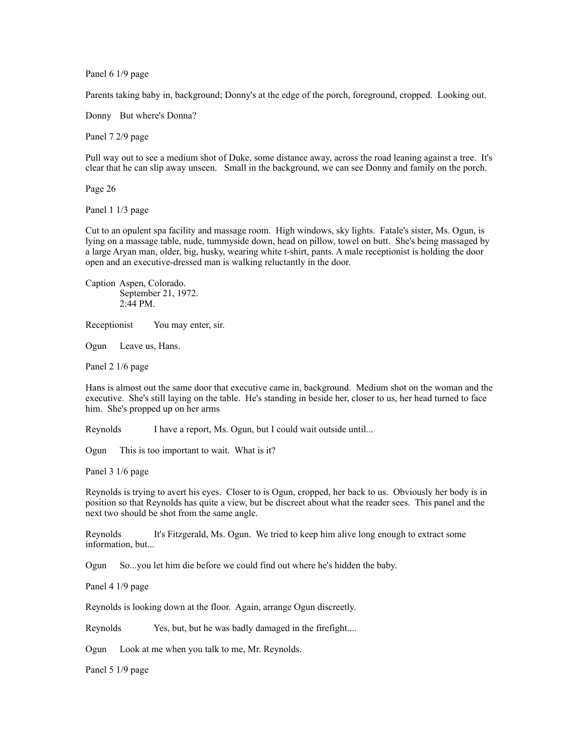Panel 6 1/9 page

Parents taking baby in, background; Donny's at the edge of the porch, foreground, cropped. Looking out.

Donny But where's Donna?

Panel 7 2/9 page

Pull way out to see a medium shot of Duke, some distance away, across the road leaning against a tree. It's clear that he can slip away unseen. Small in the background, we can see Donny and family on the porch.

Page 26

Panel 1 1/3 page

Cut to an opulent spa facility and massage room. High windows, sky lights. Fatale's sister, Ms. Ogun, is lying on a massage table, nude, tummyside down, head on pillow, towel on butt. She's being massaged by a large Aryan man, older, big, husky, wearing white t-shirt, pants. A male receptionist is holding the door open and an executive-dressed man is walking reluctantly in the door.

Caption Aspen, Colorado.
September 21, 1972.
2:44 PM.

Receptionist You may enter, sir.

Ogun Leave us, Hans.

Panel 2 1/6 page

Hans is almost out the same door that executive came in, background. Medium shot on the woman and the executive. She's still laying on the table. He's standing in beside her, closer to us, her head turned to face him. She's propped up on her arms

Reynolds I have a report, Ms. Ogun, but I could wait outside until...

Ogun This is too important to wait. What is it?

Panel 3 1/6 page

Reynolds is trying to avert his eyes. Closer to is Ogun, cropped, her back to us. Obviously her body is in position so that Reynolds has quite a view, but be discreet about what the reader sees. This panel and the next two should be shot from the same angle.

Reynolds It's Fitzgerald, Ms. Ogun. We tried to keep him alive long enough to extract some information, but...

Ogun So...you let him die before we could find out where he's hidden the baby.

Panel 4 1/9 page

Reynolds is looking down at the floor. Again, arrange Ogun discreetly.

Reynolds Yes, but, but he was badly damaged in the firefight....

Ogun Look at me when you talk to me, Mr. Reynolds.

Panel 5 1/9 page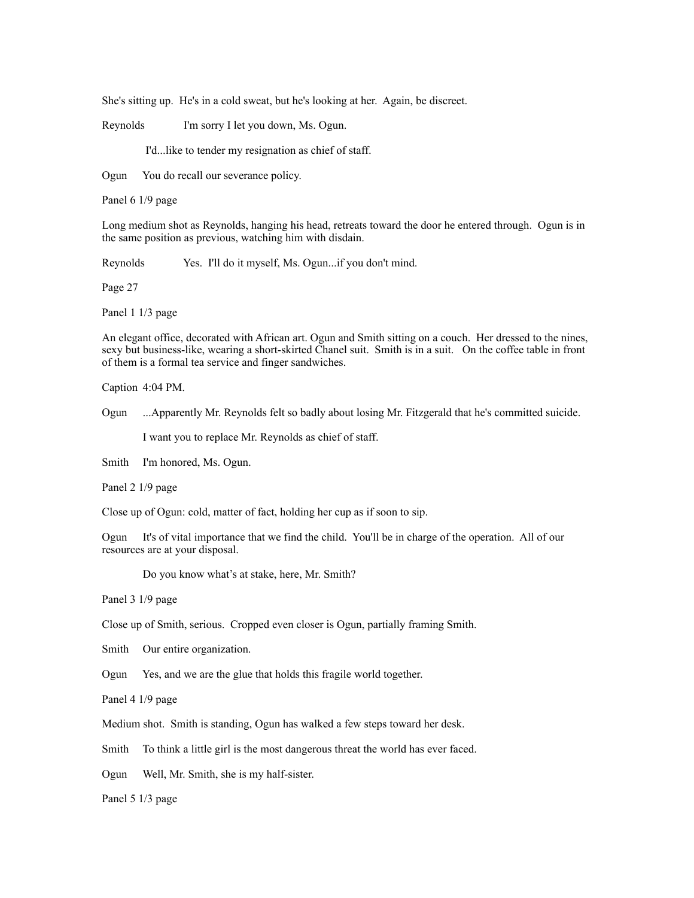She's sitting up. He's in a cold sweat, but he's looking at her. Again, be discreet.

Reynolds I'm sorry I let you down, Ms. Ogun.

I'd...like to tender my resignation as chief of staff.

Ogun You do recall our severance policy.

Panel 6 1/9 page

Long medium shot as Reynolds, hanging his head, retreats toward the door he entered through. Ogun is in the same position as previous, watching him with disdain.

Reynolds Yes. I'll do it myself, Ms. Ogun...if you don't mind.

Page 27

Panel 1 1/3 page

An elegant office, decorated with African art. Ogun and Smith sitting on a couch. Her dressed to the nines, sexy but business-like, wearing a short-skirted Chanel suit. Smith is in a suit. On the coffee table in front of them is a formal tea service and finger sandwiches.

Caption 4:04 PM.

Ogun ...Apparently Mr. Reynolds felt so badly about losing Mr. Fitzgerald that he's committed suicide.

I want you to replace Mr. Reynolds as chief of staff.

Smith I'm honored, Ms. Ogun.

Panel 2 1/9 page

Close up of Ogun: cold, matter of fact, holding her cup as if soon to sip.

Ogun It's of vital importance that we find the child. You'll be in charge of the operation. All of our resources are at your disposal.

Do you know what's at stake, here, Mr. Smith?

Panel 3 1/9 page

Close up of Smith, serious. Cropped even closer is Ogun, partially framing Smith.

Smith Our entire organization.

Ogun Yes, and we are the glue that holds this fragile world together.

Panel 4 1/9 page

Medium shot. Smith is standing, Ogun has walked a few steps toward her desk.

Smith To think a little girl is the most dangerous threat the world has ever faced.

Ogun Well, Mr. Smith, she is my half-sister.

Panel 5 1/3 page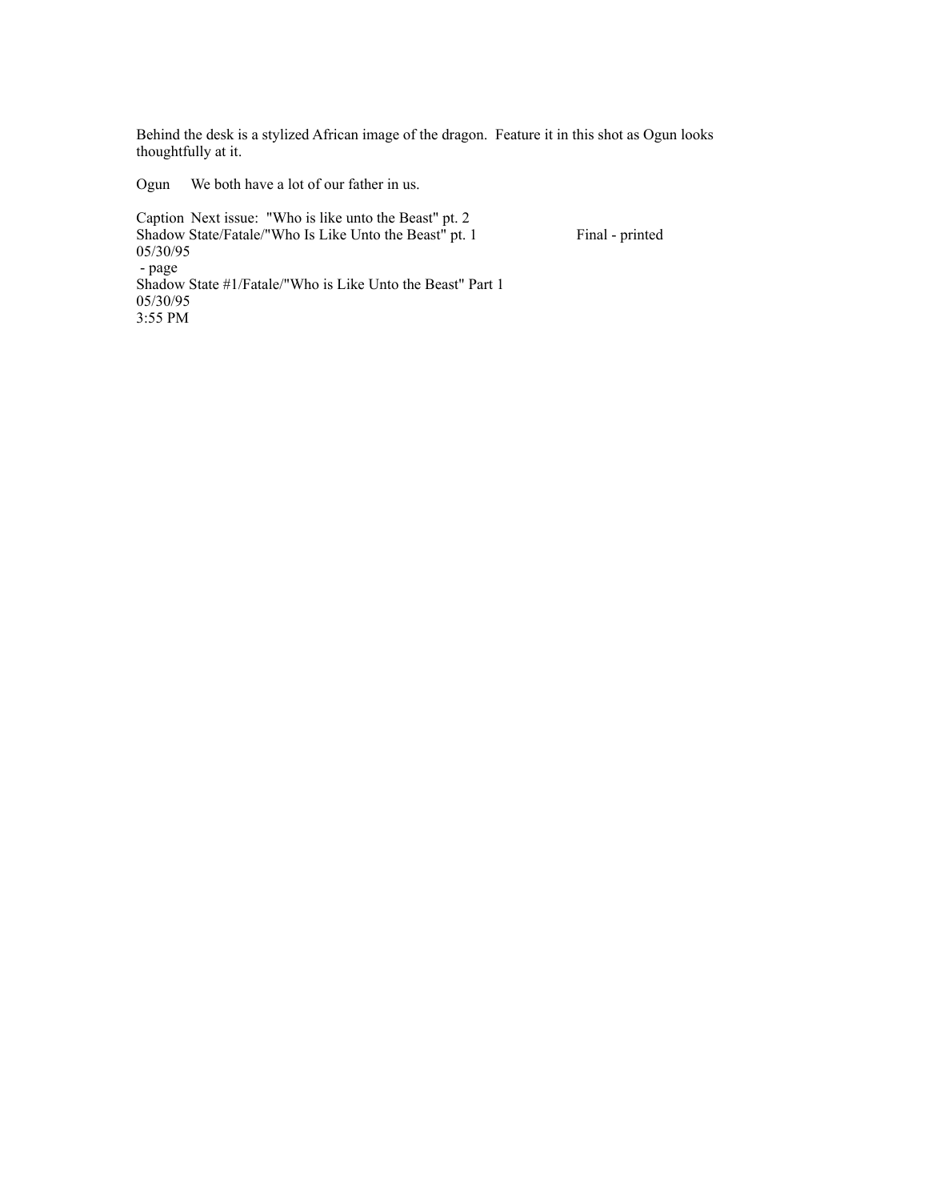Behind the desk is a stylized African image of the dragon. Feature it in this shot as Ogun looks thoughtfully at it.

Ogun We both have a lot of our father in us.

Caption Next issue: "Who is like unto the Beast" pt. 2